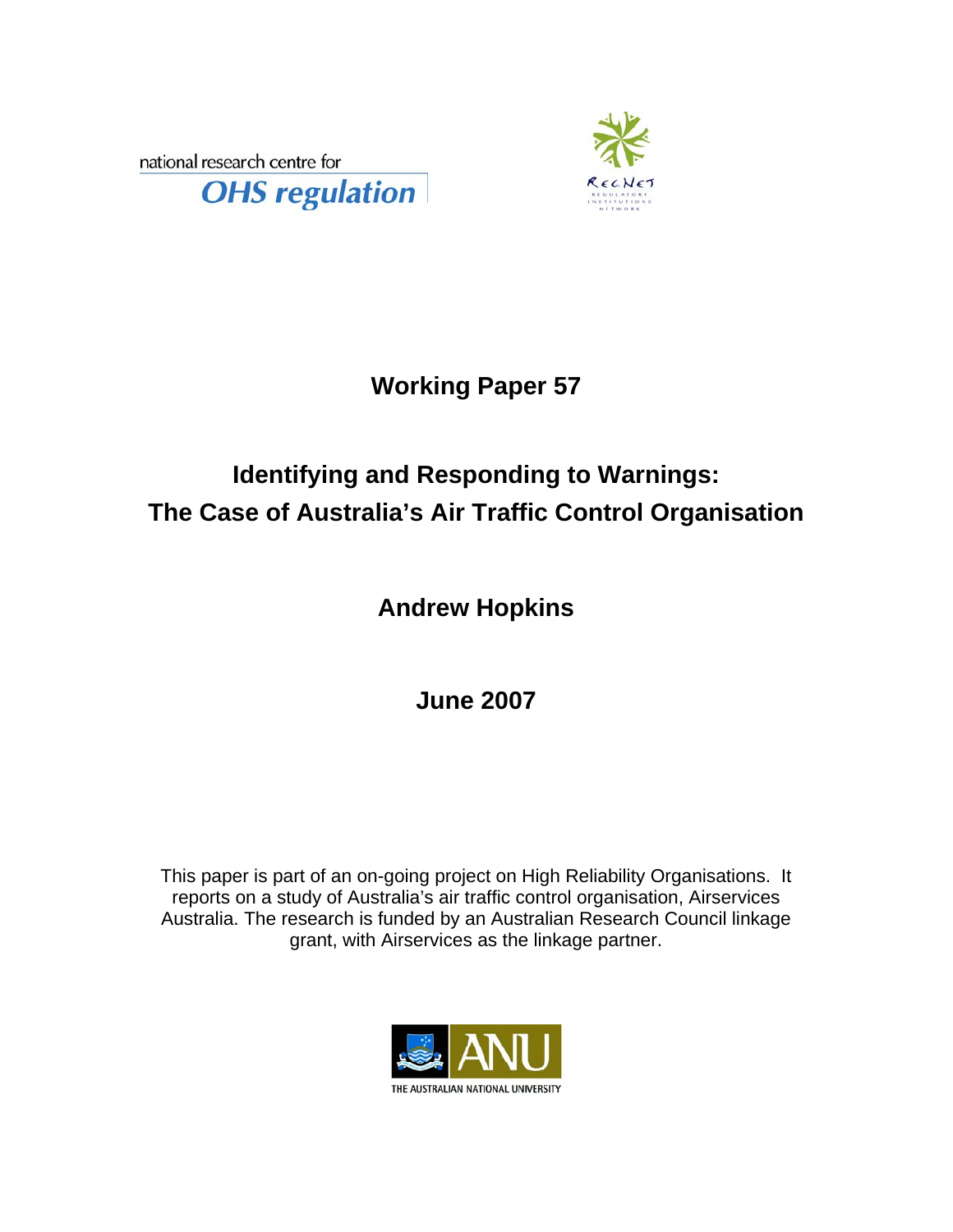national research centre for

**OHS regulation**

RegNet

REGULATORY INSTITUTIONS NETWORK

## Working Paper 57

# Identifying and Responding to Warnings: The Case of Australia's Air Traffic Control Organisation

## Andrew Hopkins

## June 2007

This paper is part of an on-going project on High Reliability Organisations. It reports on a study of Australia's air traffic control organisation, Airservices Australia. The research is funded by an Australian Research Council linkage grant, with Airservices as the linkage partner.

ANU

THE AUSTRALIAN NATIONAL UNIVERSITY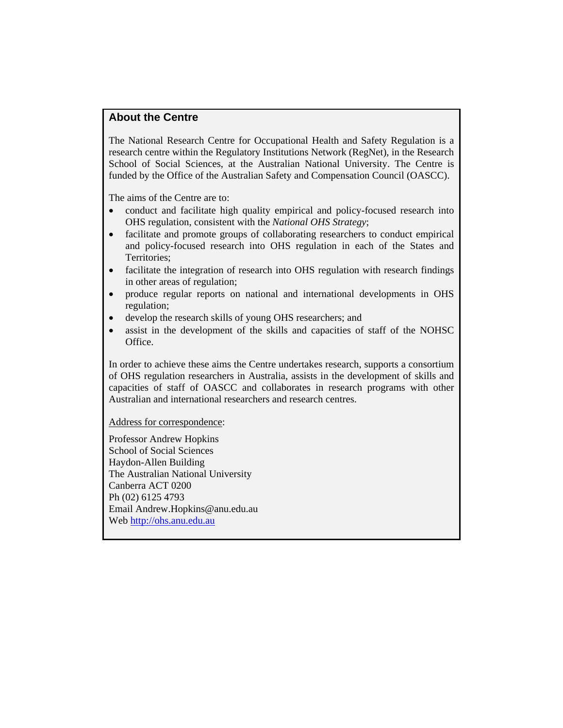## About the Centre

The National Research Centre for Occupational Health and Safety Regulation is a research centre within the Regulatory Institutions Network (RegNet), in the Research School of Social Sciences, at the Australian National University. The Centre is funded by the Office of the Australian Safety and Compensation Council (OASCC).

The aims of the Centre are to:

- conduct and facilitate high quality empirical and policy-focused research into OHS regulation, consistent with the *National OHS Strategy*;
- facilitate and promote groups of collaborating researchers to conduct empirical and policy-focused research into OHS regulation in each of the States and Territories;
- facilitate the integration of research into OHS regulation with research findings in other areas of regulation;
- produce regular reports on national and international developments in OHS regulation;
- develop the research skills of young OHS researchers; and
- assist in the development of the skills and capacities of staff of the NOHSC Office.

In order to achieve these aims the Centre undertakes research, supports a consortium of OHS regulation researchers in Australia, assists in the development of skills and capacities of staff of OASCC and collaborates in research programs with other Australian and international researchers and research centres.

Address for correspondence:

Professor Andrew Hopkins
School of Social Sciences
Haydon-Allen Building
The Australian National University
Canberra ACT 0200
Ph (02) 6125 4793
Email Andrew.Hopkins@anu.edu.au
Web http://ohs.anu.edu.au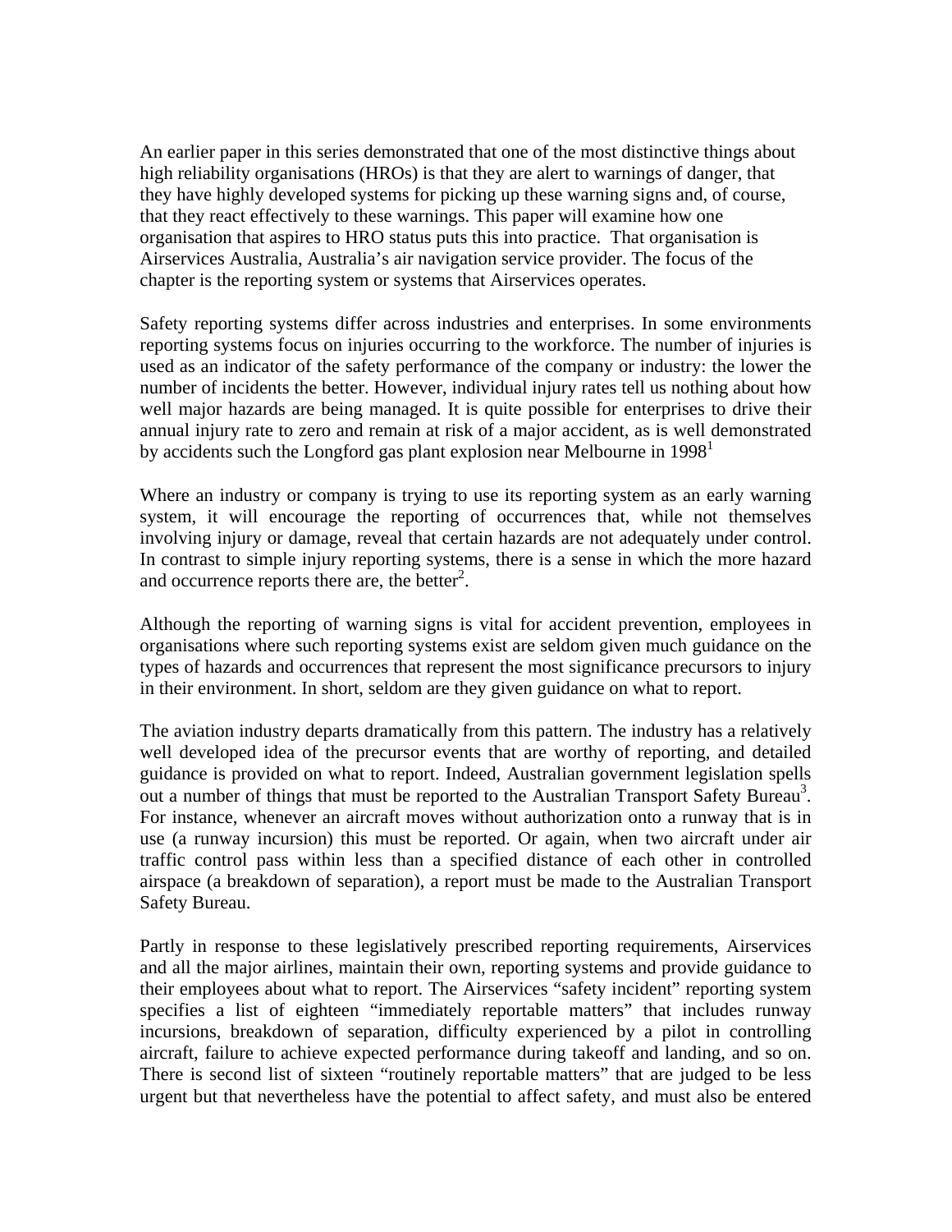An earlier paper in this series demonstrated that one of the most distinctive things about high reliability organisations (HROs) is that they are alert to warnings of danger, that they have highly developed systems for picking up these warning signs and, of course, that they react effectively to these warnings. This paper will examine how one organisation that aspires to HRO status puts this into practice. That organisation is Airservices Australia, Australia's air navigation service provider. The focus of the chapter is the reporting system or systems that Airservices operates.

Safety reporting systems differ across industries and enterprises. In some environments reporting systems focus on injuries occurring to the workforce. The number of injuries is used as an indicator of the safety performance of the company or industry: the lower the number of incidents the better. However, individual injury rates tell us nothing about how well major hazards are being managed. It is quite possible for enterprises to drive their annual injury rate to zero and remain at risk of a major accident, as is well demonstrated by accidents such the Longford gas plant explosion near Melbourne in 1998[1]

Where an industry or company is trying to use its reporting system as an early warning system, it will encourage the reporting of occurrences that, while not themselves involving injury or damage, reveal that certain hazards are not adequately under control. In contrast to simple injury reporting systems, there is a sense in which the more hazard and occurrence reports there are, the better[2].

Although the reporting of warning signs is vital for accident prevention, employees in organisations where such reporting systems exist are seldom given much guidance on the types of hazards and occurrences that represent the most significance precursors to injury in their environment. In short, seldom are they given guidance on what to report.

The aviation industry departs dramatically from this pattern. The industry has a relatively well developed idea of the precursor events that are worthy of reporting, and detailed guidance is provided on what to report. Indeed, Australian government legislation spells out a number of things that must be reported to the Australian Transport Safety Bureau[3]. For instance, whenever an aircraft moves without authorization onto a runway that is in use (a runway incursion) this must be reported. Or again, when two aircraft under air traffic control pass within less than a specified distance of each other in controlled airspace (a breakdown of separation), a report must be made to the Australian Transport Safety Bureau.

Partly in response to these legislatively prescribed reporting requirements, Airservices and all the major airlines, maintain their own, reporting systems and provide guidance to their employees about what to report. The Airservices "safety incident" reporting system specifies a list of eighteen "immediately reportable matters" that includes runway incursions, breakdown of separation, difficulty experienced by a pilot in controlling aircraft, failure to achieve expected performance during takeoff and landing, and so on. There is second list of sixteen "routinely reportable matters" that are judged to be less urgent but that nevertheless have the potential to affect safety, and must also be entered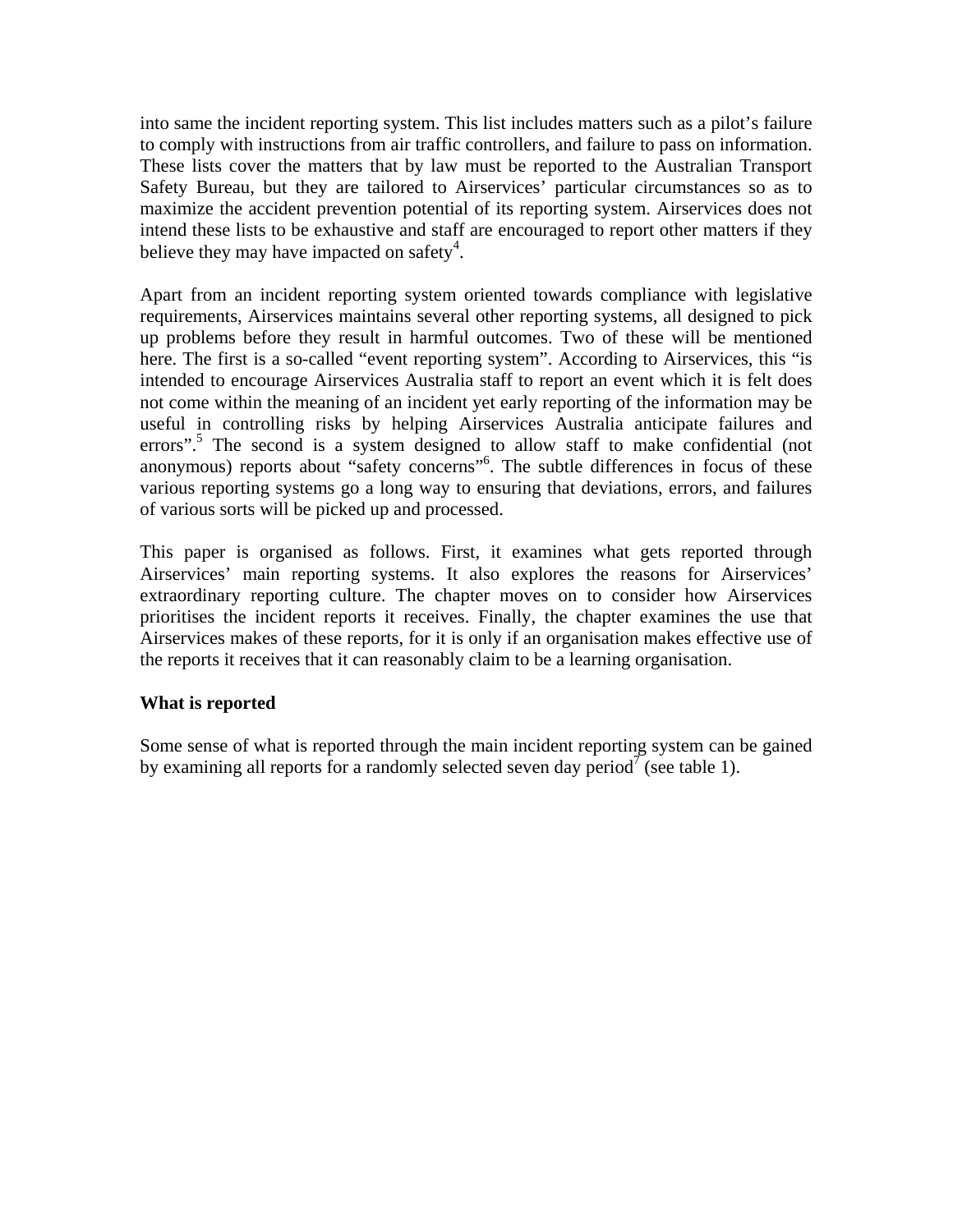into same the incident reporting system. This list includes matters such as a pilot's failure to comply with instructions from air traffic controllers, and failure to pass on information. These lists cover the matters that by law must be reported to the Australian Transport Safety Bureau, but they are tailored to Airservices' particular circumstances so as to maximize the accident prevention potential of its reporting system. Airservices does not intend these lists to be exhaustive and staff are encouraged to report other matters if they believe they may have impacted on safety[4].

Apart from an incident reporting system oriented towards compliance with legislative requirements, Airservices maintains several other reporting systems, all designed to pick up problems before they result in harmful outcomes. Two of these will be mentioned here. The first is a so-called "event reporting system". According to Airservices, this "is intended to encourage Airservices Australia staff to report an event which it is felt does not come within the meaning of an incident yet early reporting of the information may be useful in controlling risks by helping Airservices Australia anticipate failures and errors".[5] The second is a system designed to allow staff to make confidential (not anonymous) reports about "safety concerns"[6]. The subtle differences in focus of these various reporting systems go a long way to ensuring that deviations, errors, and failures of various sorts will be picked up and processed.

This paper is organised as follows. First, it examines what gets reported through Airservices' main reporting systems. It also explores the reasons for Airservices' extraordinary reporting culture. The chapter moves on to consider how Airservices prioritises the incident reports it receives. Finally, the chapter examines the use that Airservices makes of these reports, for it is only if an organisation makes effective use of the reports it receives that it can reasonably claim to be a learning organisation.

**What is reported**

Some sense of what is reported through the main incident reporting system can be gained by examining all reports for a randomly selected seven day period[7] (see table 1).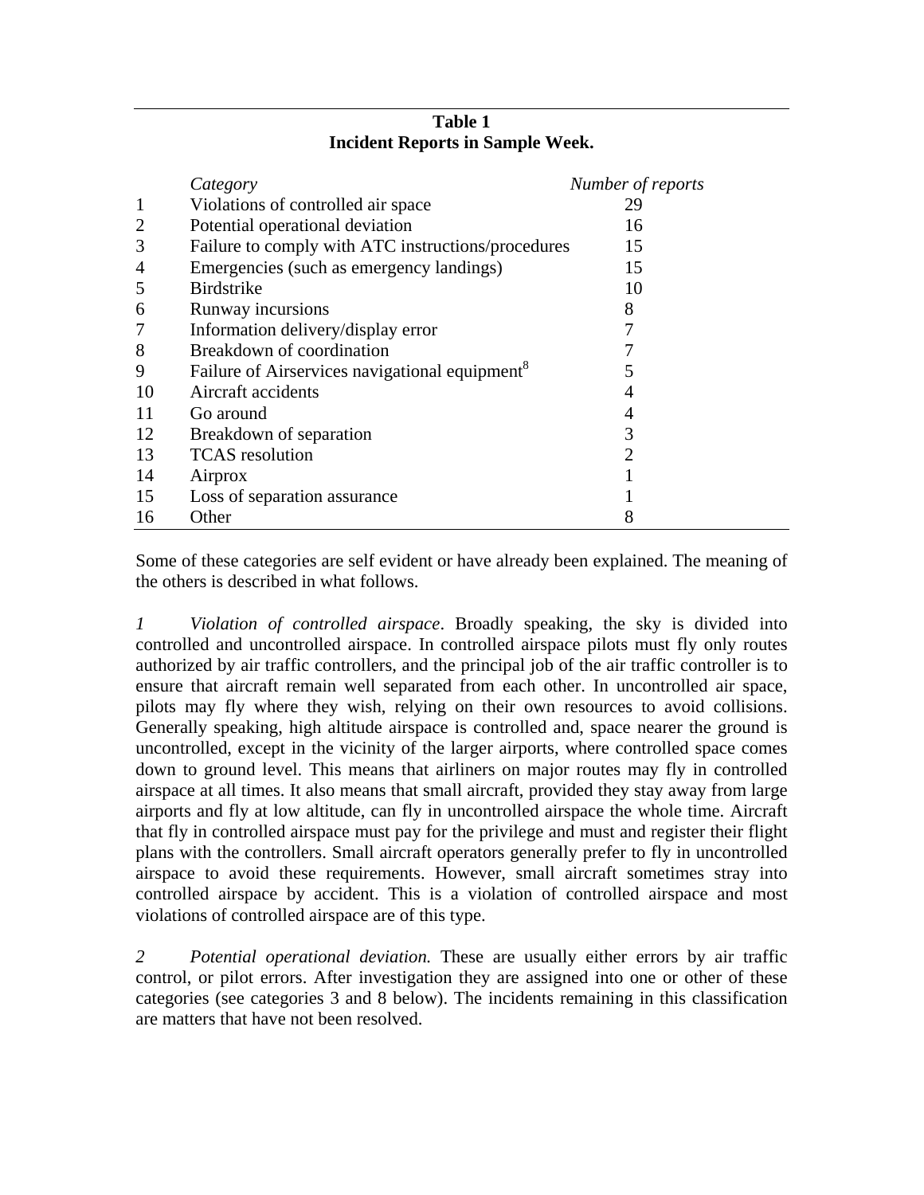**Table 1**
**Incident Reports in Sample Week.**

| | *Category* | *Number of reports* |
|---|---|---|
| 1 | Violations of controlled air space | 29 |
| 2 | Potential operational deviation | 16 |
| 3 | Failure to comply with ATC instructions/procedures | 15 |
| 4 | Emergencies (such as emergency landings) | 15 |
| 5 | Birdstrike | 10 |
| 6 | Runway incursions | 8 |
| 7 | Information delivery/display error | 7 |
| 8 | Breakdown of coordination | 7 |
| 9 | Failure of Airservices navigational equipment[8] | 5 |
| 10 | Aircraft accidents | 4 |
| 11 | Go around | 4 |
| 12 | Breakdown of separation | 3 |
| 13 | TCAS resolution | 2 |
| 14 | Airprox | 1 |
| 15 | Loss of separation assurance | 1 |
| 16 | Other | 8 |

Some of these categories are self evident or have already been explained. The meaning of the others is described in what follows.

*1 Violation of controlled airspace*. Broadly speaking, the sky is divided into controlled and uncontrolled airspace. In controlled airspace pilots must fly only routes authorized by air traffic controllers, and the principal job of the air traffic controller is to ensure that aircraft remain well separated from each other. In uncontrolled air space, pilots may fly where they wish, relying on their own resources to avoid collisions. Generally speaking, high altitude airspace is controlled and, space nearer the ground is uncontrolled, except in the vicinity of the larger airports, where controlled space comes down to ground level. This means that airliners on major routes may fly in controlled airspace at all times. It also means that small aircraft, provided they stay away from large airports and fly at low altitude, can fly in uncontrolled airspace the whole time. Aircraft that fly in controlled airspace must pay for the privilege and must and register their flight plans with the controllers. Small aircraft operators generally prefer to fly in uncontrolled airspace to avoid these requirements. However, small aircraft sometimes stray into controlled airspace by accident. This is a violation of controlled airspace and most violations of controlled airspace are of this type.

*2 Potential operational deviation.* These are usually either errors by air traffic control, or pilot errors. After investigation they are assigned into one or other of these categories (see categories 3 and 8 below). The incidents remaining in this classification are matters that have not been resolved.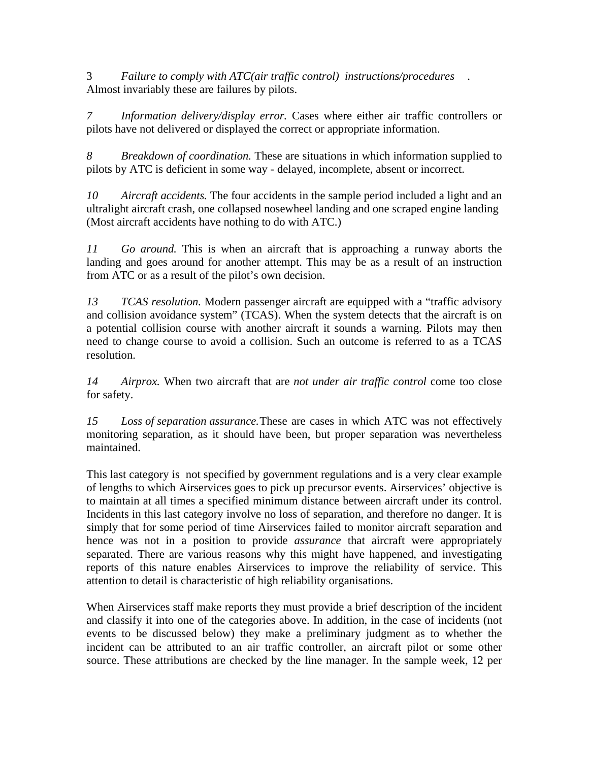3 *Failure to comply with ATC(air traffic control) instructions/procedures* . Almost invariably these are failures by pilots.

*7 Information delivery/display error.* Cases where either air traffic controllers or pilots have not delivered or displayed the correct or appropriate information.

*8 Breakdown of coordination.* These are situations in which information supplied to pilots by ATC is deficient in some way - delayed, incomplete, absent or incorrect.

*10 Aircraft accidents.* The four accidents in the sample period included a light and an ultralight aircraft crash, one collapsed nosewheel landing and one scraped engine landing (Most aircraft accidents have nothing to do with ATC.)

*11 Go around.* This is when an aircraft that is approaching a runway aborts the landing and goes around for another attempt. This may be as a result of an instruction from ATC or as a result of the pilot's own decision.

*13 TCAS resolution.* Modern passenger aircraft are equipped with a "traffic advisory and collision avoidance system" (TCAS). When the system detects that the aircraft is on a potential collision course with another aircraft it sounds a warning. Pilots may then need to change course to avoid a collision. Such an outcome is referred to as a TCAS resolution.

*14 Airprox.* When two aircraft that are *not under air traffic control* come too close for safety.

*15 Loss of separation assurance.* These are cases in which ATC was not effectively monitoring separation, as it should have been, but proper separation was nevertheless maintained.

This last category is not specified by government regulations and is a very clear example of lengths to which Airservices goes to pick up precursor events. Airservices' objective is to maintain at all times a specified minimum distance between aircraft under its control. Incidents in this last category involve no loss of separation, and therefore no danger. It is simply that for some period of time Airservices failed to monitor aircraft separation and hence was not in a position to provide *assurance* that aircraft were appropriately separated. There are various reasons why this might have happened, and investigating reports of this nature enables Airservices to improve the reliability of service. This attention to detail is characteristic of high reliability organisations.

When Airservices staff make reports they must provide a brief description of the incident and classify it into one of the categories above. In addition, in the case of incidents (not events to be discussed below) they make a preliminary judgment as to whether the incident can be attributed to an air traffic controller, an aircraft pilot or some other source. These attributions are checked by the line manager. In the sample week, 12 per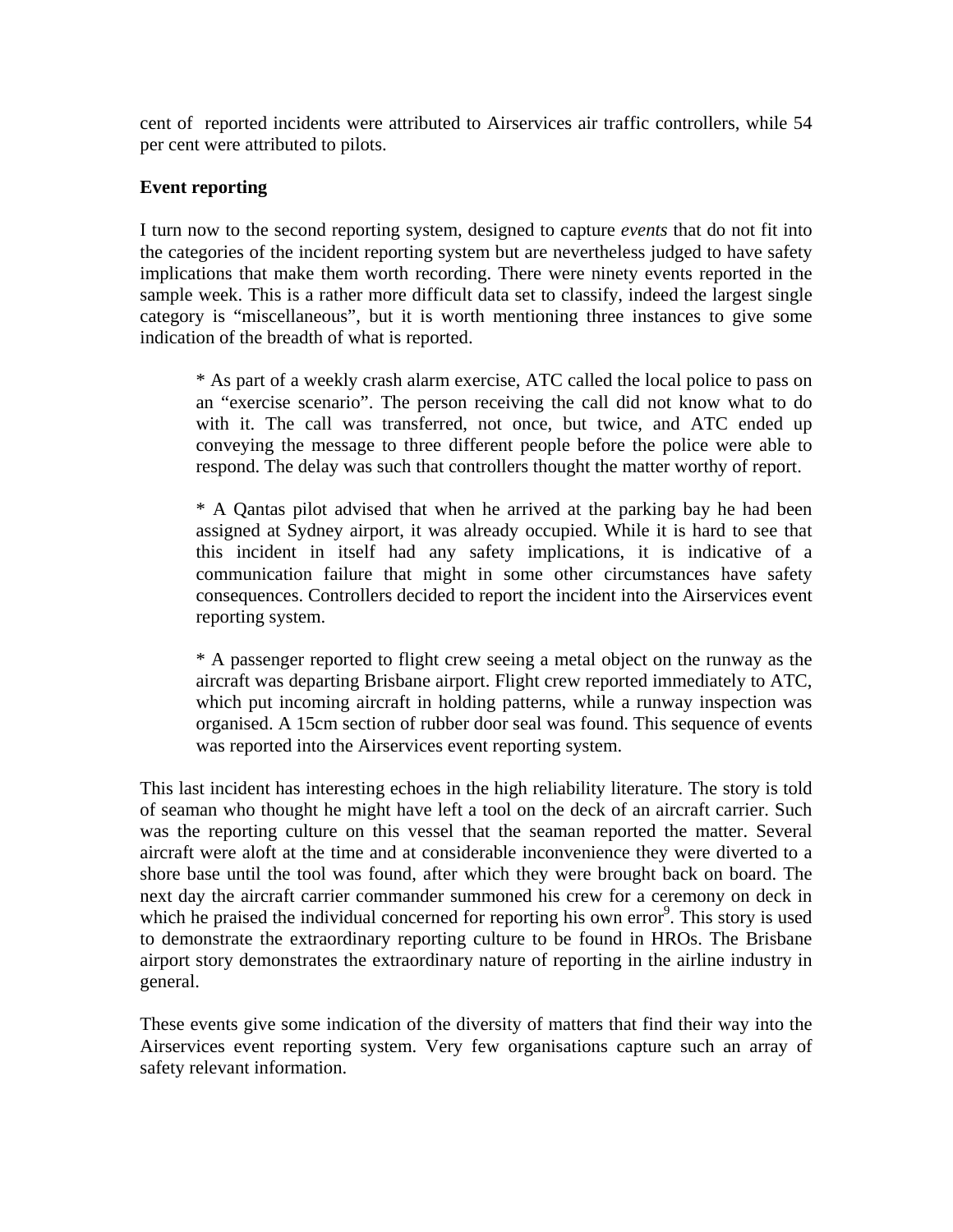cent of reported incidents were attributed to Airservices air traffic controllers, while 54 per cent were attributed to pilots.

**Event reporting**

I turn now to the second reporting system, designed to capture *events* that do not fit into the categories of the incident reporting system but are nevertheless judged to have safety implications that make them worth recording. There were ninety events reported in the sample week. This is a rather more difficult data set to classify, indeed the largest single category is "miscellaneous", but it is worth mentioning three instances to give some indication of the breadth of what is reported.

> * As part of a weekly crash alarm exercise, ATC called the local police to pass on an "exercise scenario". The person receiving the call did not know what to do with it. The call was transferred, not once, but twice, and ATC ended up conveying the message to three different people before the police were able to respond. The delay was such that controllers thought the matter worthy of report.
>
> * A Qantas pilot advised that when he arrived at the parking bay he had been assigned at Sydney airport, it was already occupied. While it is hard to see that this incident in itself had any safety implications, it is indicative of a communication failure that might in some other circumstances have safety consequences. Controllers decided to report the incident into the Airservices event reporting system.
>
> * A passenger reported to flight crew seeing a metal object on the runway as the aircraft was departing Brisbane airport. Flight crew reported immediately to ATC, which put incoming aircraft in holding patterns, while a runway inspection was organised. A 15cm section of rubber door seal was found. This sequence of events was reported into the Airservices event reporting system.

This last incident has interesting echoes in the high reliability literature. The story is told of seaman who thought he might have left a tool on the deck of an aircraft carrier. Such was the reporting culture on this vessel that the seaman reported the matter. Several aircraft were aloft at the time and at considerable inconvenience they were diverted to a shore base until the tool was found, after which they were brought back on board. The next day the aircraft carrier commander summoned his crew for a ceremony on deck in which he praised the individual concerned for reporting his own error[9]. This story is used to demonstrate the extraordinary reporting culture to be found in HROs. The Brisbane airport story demonstrates the extraordinary nature of reporting in the airline industry in general.

These events give some indication of the diversity of matters that find their way into the Airservices event reporting system. Very few organisations capture such an array of safety relevant information.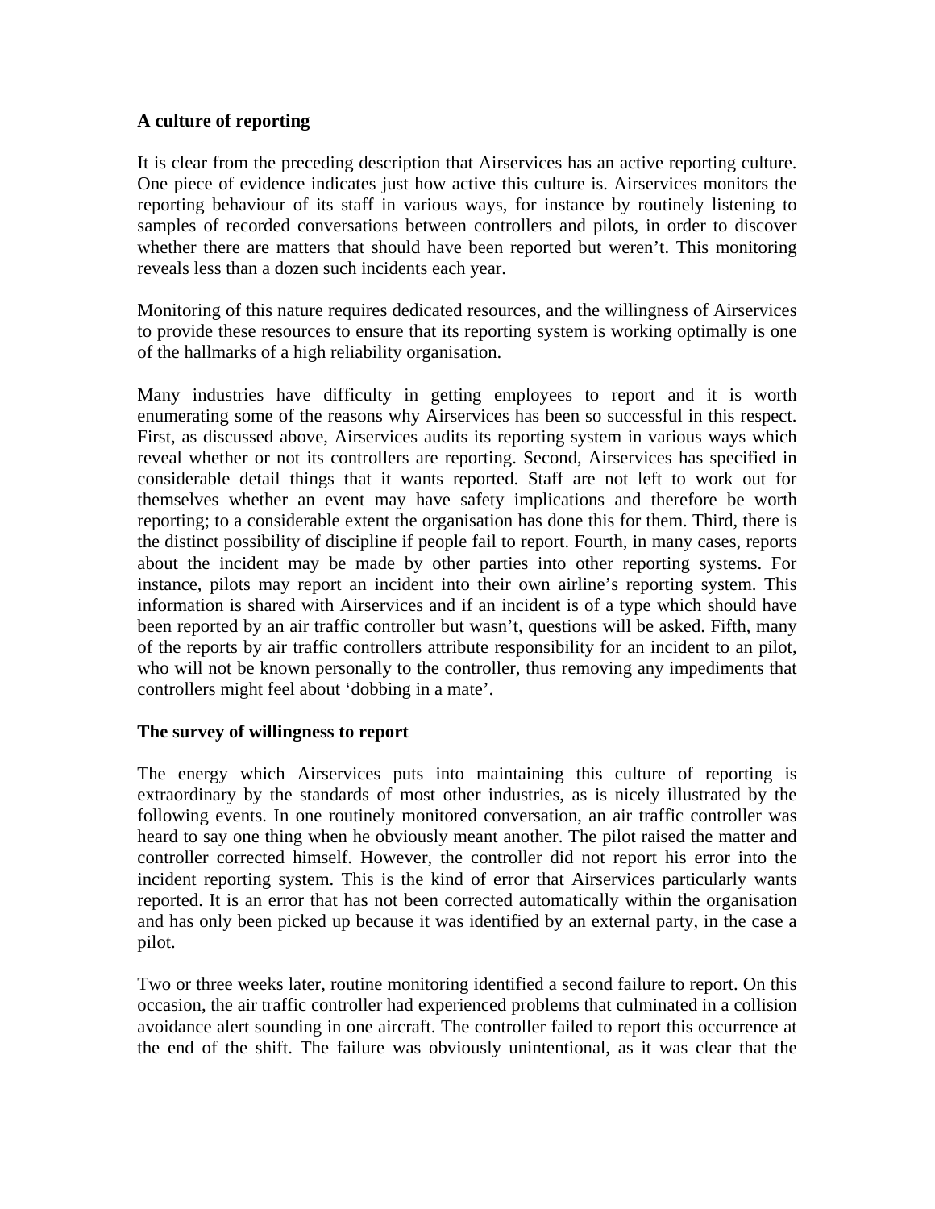**A culture of reporting**

It is clear from the preceding description that Airservices has an active reporting culture. One piece of evidence indicates just how active this culture is. Airservices monitors the reporting behaviour of its staff in various ways, for instance by routinely listening to samples of recorded conversations between controllers and pilots, in order to discover whether there are matters that should have been reported but weren't. This monitoring reveals less than a dozen such incidents each year.

Monitoring of this nature requires dedicated resources, and the willingness of Airservices to provide these resources to ensure that its reporting system is working optimally is one of the hallmarks of a high reliability organisation.

Many industries have difficulty in getting employees to report and it is worth enumerating some of the reasons why Airservices has been so successful in this respect. First, as discussed above, Airservices audits its reporting system in various ways which reveal whether or not its controllers are reporting. Second, Airservices has specified in considerable detail things that it wants reported. Staff are not left to work out for themselves whether an event may have safety implications and therefore be worth reporting; to a considerable extent the organisation has done this for them. Third, there is the distinct possibility of discipline if people fail to report. Fourth, in many cases, reports about the incident may be made by other parties into other reporting systems. For instance, pilots may report an incident into their own airline's reporting system. This information is shared with Airservices and if an incident is of a type which should have been reported by an air traffic controller but wasn't, questions will be asked. Fifth, many of the reports by air traffic controllers attribute responsibility for an incident to an pilot, who will not be known personally to the controller, thus removing any impediments that controllers might feel about 'dobbing in a mate'.

**The survey of willingness to report**

The energy which Airservices puts into maintaining this culture of reporting is extraordinary by the standards of most other industries, as is nicely illustrated by the following events. In one routinely monitored conversation, an air traffic controller was heard to say one thing when he obviously meant another. The pilot raised the matter and controller corrected himself. However, the controller did not report his error into the incident reporting system. This is the kind of error that Airservices particularly wants reported. It is an error that has not been corrected automatically within the organisation and has only been picked up because it was identified by an external party, in the case a pilot.

Two or three weeks later, routine monitoring identified a second failure to report. On this occasion, the air traffic controller had experienced problems that culminated in a collision avoidance alert sounding in one aircraft. The controller failed to report this occurrence at the end of the shift. The failure was obviously unintentional, as it was clear that the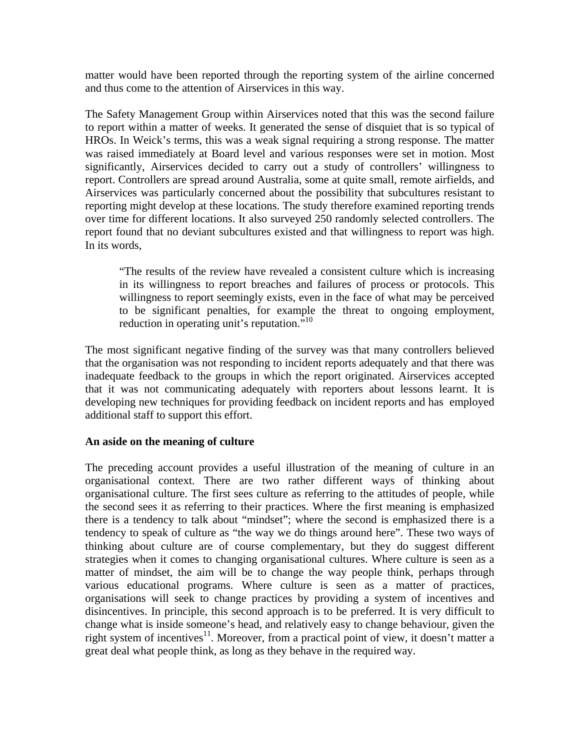matter would have been reported through the reporting system of the airline concerned and thus come to the attention of Airservices in this way.

The Safety Management Group within Airservices noted that this was the second failure to report within a matter of weeks. It generated the sense of disquiet that is so typical of HROs. In Weick's terms, this was a weak signal requiring a strong response. The matter was raised immediately at Board level and various responses were set in motion. Most significantly, Airservices decided to carry out a study of controllers' willingness to report. Controllers are spread around Australia, some at quite small, remote airfields, and Airservices was particularly concerned about the possibility that subcultures resistant to reporting might develop at these locations. The study therefore examined reporting trends over time for different locations. It also surveyed 250 randomly selected controllers. The report found that no deviant subcultures existed and that willingness to report was high. In its words,

> "The results of the review have revealed a consistent culture which is increasing in its willingness to report breaches and failures of process or protocols. This willingness to report seemingly exists, even in the face of what may be perceived to be significant penalties, for example the threat to ongoing employment, reduction in operating unit's reputation."[10]

The most significant negative finding of the survey was that many controllers believed that the organisation was not responding to incident reports adequately and that there was inadequate feedback to the groups in which the report originated. Airservices accepted that it was not communicating adequately with reporters about lessons learnt. It is developing new techniques for providing feedback on incident reports and has employed additional staff to support this effort.

**An aside on the meaning of culture**

The preceding account provides a useful illustration of the meaning of culture in an organisational context. There are two rather different ways of thinking about organisational culture. The first sees culture as referring to the attitudes of people, while the second sees it as referring to their practices. Where the first meaning is emphasized there is a tendency to talk about "mindset"; where the second is emphasized there is a tendency to speak of culture as "the way we do things around here". These two ways of thinking about culture are of course complementary, but they do suggest different strategies when it comes to changing organisational cultures. Where culture is seen as a matter of mindset, the aim will be to change the way people think, perhaps through various educational programs. Where culture is seen as a matter of practices, organisations will seek to change practices by providing a system of incentives and disincentives. In principle, this second approach is to be preferred. It is very difficult to change what is inside someone's head, and relatively easy to change behaviour, given the right system of incentives[11]. Moreover, from a practical point of view, it doesn't matter a great deal what people think, as long as they behave in the required way.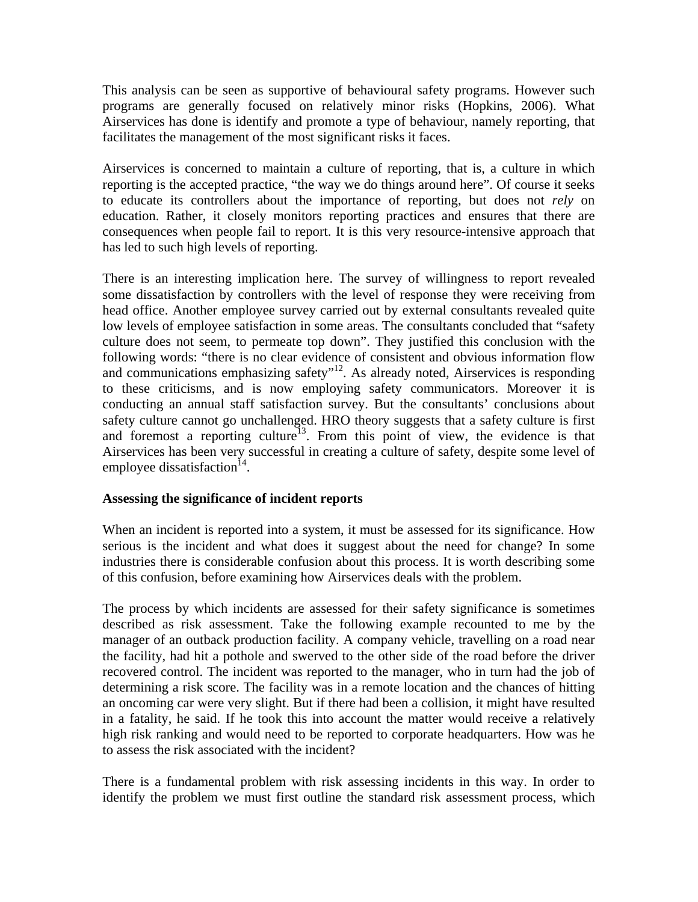This analysis can be seen as supportive of behavioural safety programs. However such programs are generally focused on relatively minor risks (Hopkins, 2006). What Airservices has done is identify and promote a type of behaviour, namely reporting, that facilitates the management of the most significant risks it faces.

Airservices is concerned to maintain a culture of reporting, that is, a culture in which reporting is the accepted practice, "the way we do things around here". Of course it seeks to educate its controllers about the importance of reporting, but does not *rely* on education. Rather, it closely monitors reporting practices and ensures that there are consequences when people fail to report. It is this very resource-intensive approach that has led to such high levels of reporting.

There is an interesting implication here. The survey of willingness to report revealed some dissatisfaction by controllers with the level of response they were receiving from head office. Another employee survey carried out by external consultants revealed quite low levels of employee satisfaction in some areas. The consultants concluded that "safety culture does not seem, to permeate top down". They justified this conclusion with the following words: "there is no clear evidence of consistent and obvious information flow and communications emphasizing safety"[12]. As already noted, Airservices is responding to these criticisms, and is now employing safety communicators. Moreover it is conducting an annual staff satisfaction survey. But the consultants' conclusions about safety culture cannot go unchallenged. HRO theory suggests that a safety culture is first and foremost a reporting culture[13]. From this point of view, the evidence is that Airservices has been very successful in creating a culture of safety, despite some level of employee dissatisfaction[14].

**Assessing the significance of incident reports**

When an incident is reported into a system, it must be assessed for its significance. How serious is the incident and what does it suggest about the need for change? In some industries there is considerable confusion about this process. It is worth describing some of this confusion, before examining how Airservices deals with the problem.

The process by which incidents are assessed for their safety significance is sometimes described as risk assessment. Take the following example recounted to me by the manager of an outback production facility. A company vehicle, travelling on a road near the facility, had hit a pothole and swerved to the other side of the road before the driver recovered control. The incident was reported to the manager, who in turn had the job of determining a risk score. The facility was in a remote location and the chances of hitting an oncoming car were very slight. But if there had been a collision, it might have resulted in a fatality, he said. If he took this into account the matter would receive a relatively high risk ranking and would need to be reported to corporate headquarters. How was he to assess the risk associated with the incident?

There is a fundamental problem with risk assessing incidents in this way. In order to identify the problem we must first outline the standard risk assessment process, which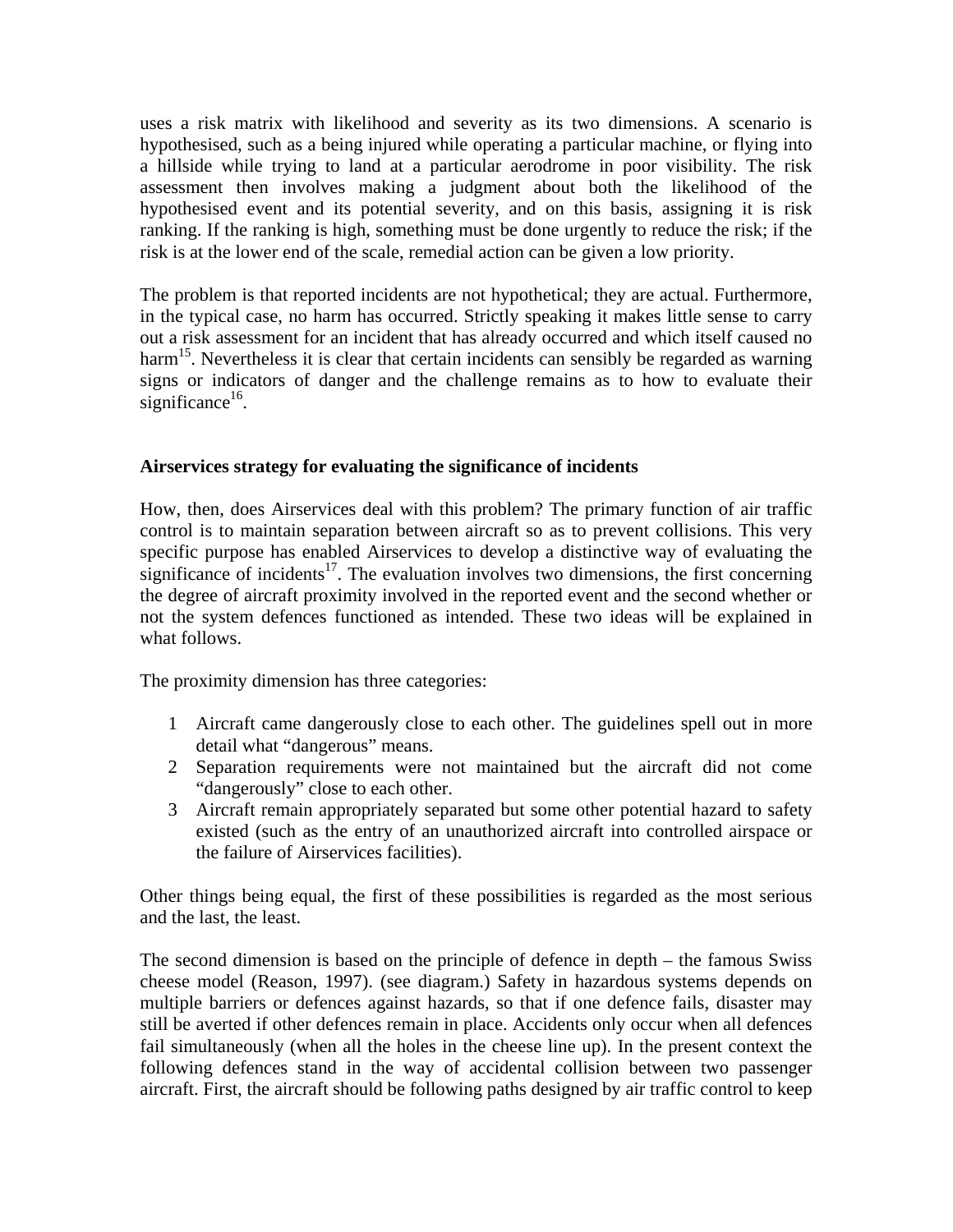uses a risk matrix with likelihood and severity as its two dimensions. A scenario is hypothesised, such as a being injured while operating a particular machine, or flying into a hillside while trying to land at a particular aerodrome in poor visibility. The risk assessment then involves making a judgment about both the likelihood of the hypothesised event and its potential severity, and on this basis, assigning it is risk ranking. If the ranking is high, something must be done urgently to reduce the risk; if the risk is at the lower end of the scale, remedial action can be given a low priority.

The problem is that reported incidents are not hypothetical; they are actual. Furthermore, in the typical case, no harm has occurred. Strictly speaking it makes little sense to carry out a risk assessment for an incident that has already occurred and which itself caused no harm[15]. Nevertheless it is clear that certain incidents can sensibly be regarded as warning signs or indicators of danger and the challenge remains as to how to evaluate their significance[16].

**Airservices strategy for evaluating the significance of incidents**

How, then, does Airservices deal with this problem? The primary function of air traffic control is to maintain separation between aircraft so as to prevent collisions. This very specific purpose has enabled Airservices to develop a distinctive way of evaluating the significance of incidents[17]. The evaluation involves two dimensions, the first concerning the degree of aircraft proximity involved in the reported event and the second whether or not the system defences functioned as intended. These two ideas will be explained in what follows.

The proximity dimension has three categories:

1. Aircraft came dangerously close to each other. The guidelines spell out in more detail what "dangerous" means.
2. Separation requirements were not maintained but the aircraft did not come "dangerously" close to each other.
3. Aircraft remain appropriately separated but some other potential hazard to safety existed (such as the entry of an unauthorized aircraft into controlled airspace or the failure of Airservices facilities).

Other things being equal, the first of these possibilities is regarded as the most serious and the last, the least.

The second dimension is based on the principle of defence in depth – the famous Swiss cheese model (Reason, 1997). (see diagram.) Safety in hazardous systems depends on multiple barriers or defences against hazards, so that if one defence fails, disaster may still be averted if other defences remain in place. Accidents only occur when all defences fail simultaneously (when all the holes in the cheese line up). In the present context the following defences stand in the way of accidental collision between two passenger aircraft. First, the aircraft should be following paths designed by air traffic control to keep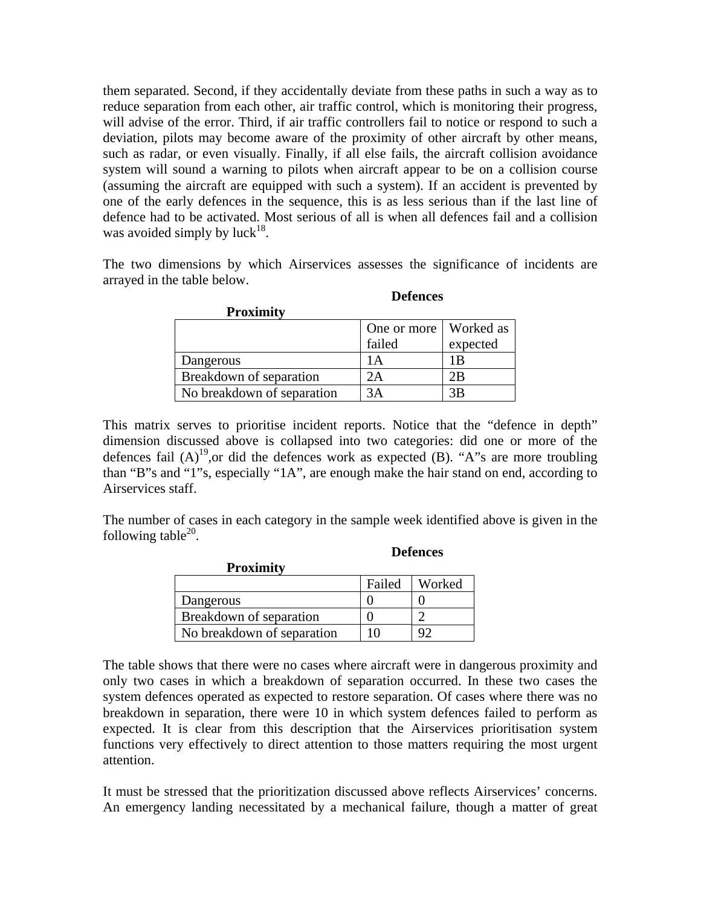them separated. Second, if they accidentally deviate from these paths in such a way as to reduce separation from each other, air traffic control, which is monitoring their progress, will advise of the error. Third, if air traffic controllers fail to notice or respond to such a deviation, pilots may become aware of the proximity of other aircraft by other means, such as radar, or even visually. Finally, if all else fails, the aircraft collision avoidance system will sound a warning to pilots when aircraft appear to be on a collision course (assuming the aircraft are equipped with such a system). If an accident is prevented by one of the early defences in the sequence, this is as less serious than if the last line of defence had to be activated. Most serious of all is when all defences fail and a collision was avoided simply by luck[18].

The two dimensions by which Airservices assesses the significance of incidents are arrayed in the table below.

| **Proximity** | **Defences** | |
|---|---|---|
| | One or more failed | Worked as expected |
| Dangerous | 1A | 1B |
| Breakdown of separation | 2A | 2B |
| No breakdown of separation | 3A | 3B |

This matrix serves to prioritise incident reports. Notice that the "defence in depth" dimension discussed above is collapsed into two categories: did one or more of the defences fail (A)[19],or did the defences work as expected (B). "A"s are more troubling than "B"s and "1"s, especially "1A", are enough make the hair stand on end, according to Airservices staff.

The number of cases in each category in the sample week identified above is given in the following table[20].

| **Proximity** | **Defences** | |
|---|---|---|
| | Failed | Worked |
| Dangerous | 0 | 0 |
| Breakdown of separation | 0 | 2 |
| No breakdown of separation | 10 | 92 |

The table shows that there were no cases where aircraft were in dangerous proximity and only two cases in which a breakdown of separation occurred. In these two cases the system defences operated as expected to restore separation. Of cases where there was no breakdown in separation, there were 10 in which system defences failed to perform as expected. It is clear from this description that the Airservices prioritisation system functions very effectively to direct attention to those matters requiring the most urgent attention.

It must be stressed that the prioritization discussed above reflects Airservices' concerns. An emergency landing necessitated by a mechanical failure, though a matter of great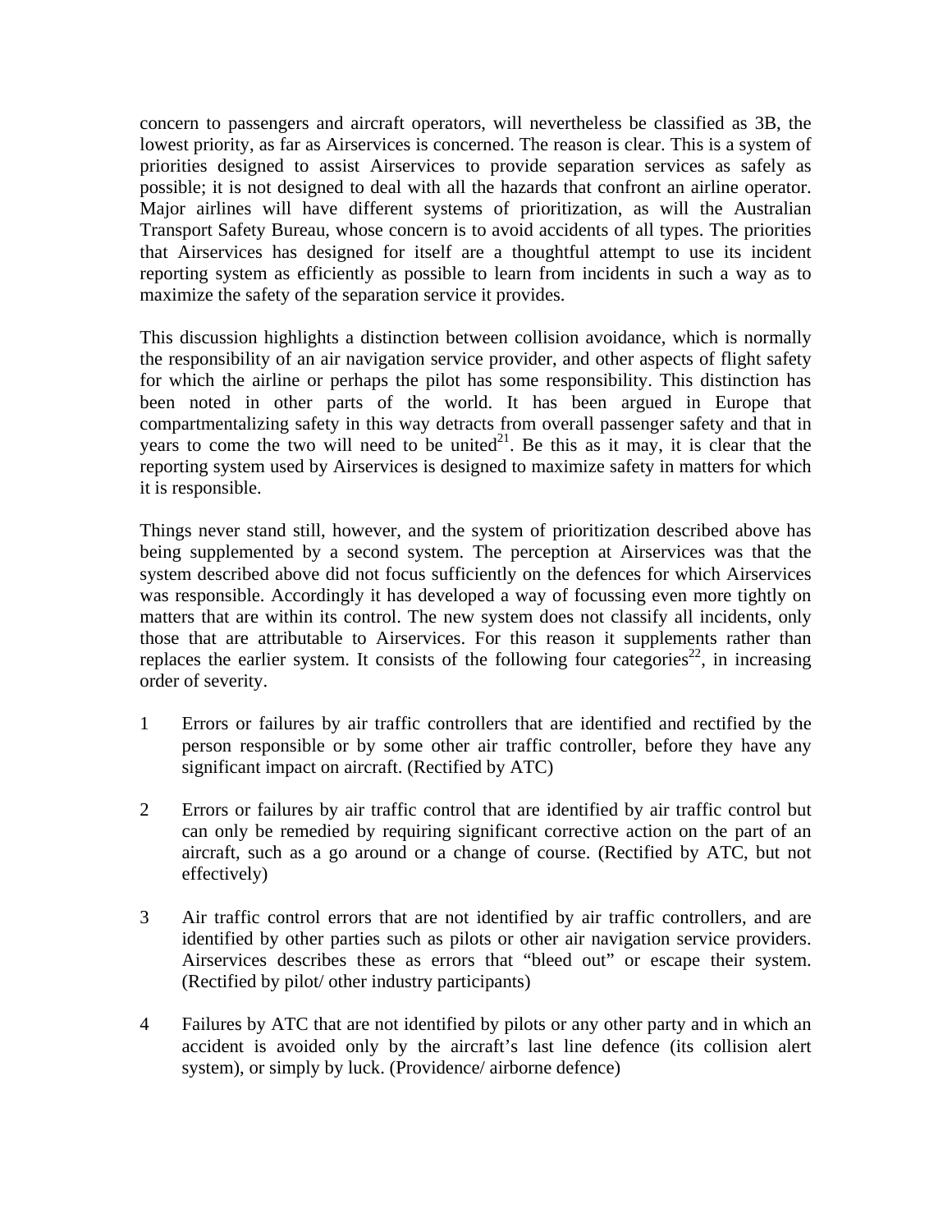concern to passengers and aircraft operators, will nevertheless be classified as 3B, the lowest priority, as far as Airservices is concerned. The reason is clear. This is a system of priorities designed to assist Airservices to provide separation services as safely as possible; it is not designed to deal with all the hazards that confront an airline operator. Major airlines will have different systems of prioritization, as will the Australian Transport Safety Bureau, whose concern is to avoid accidents of all types. The priorities that Airservices has designed for itself are a thoughtful attempt to use its incident reporting system as efficiently as possible to learn from incidents in such a way as to maximize the safety of the separation service it provides.

This discussion highlights a distinction between collision avoidance, which is normally the responsibility of an air navigation service provider, and other aspects of flight safety for which the airline or perhaps the pilot has some responsibility. This distinction has been noted in other parts of the world. It has been argued in Europe that compartmentalizing safety in this way detracts from overall passenger safety and that in years to come the two will need to be united[21]. Be this as it may, it is clear that the reporting system used by Airservices is designed to maximize safety in matters for which it is responsible.

Things never stand still, however, and the system of prioritization described above has being supplemented by a second system. The perception at Airservices was that the system described above did not focus sufficiently on the defences for which Airservices was responsible. Accordingly it has developed a way of focussing even more tightly on matters that are within its control. The new system does not classify all incidents, only those that are attributable to Airservices. For this reason it supplements rather than replaces the earlier system. It consists of the following four categories[22], in increasing order of severity.

1 Errors or failures by air traffic controllers that are identified and rectified by the person responsible or by some other air traffic controller, before they have any significant impact on aircraft. (Rectified by ATC)

2 Errors or failures by air traffic control that are identified by air traffic control but can only be remedied by requiring significant corrective action on the part of an aircraft, such as a go around or a change of course. (Rectified by ATC, but not effectively)

3 Air traffic control errors that are not identified by air traffic controllers, and are identified by other parties such as pilots or other air navigation service providers. Airservices describes these as errors that "bleed out" or escape their system. (Rectified by pilot/ other industry participants)

4 Failures by ATC that are not identified by pilots or any other party and in which an accident is avoided only by the aircraft's last line defence (its collision alert system), or simply by luck. (Providence/ airborne defence)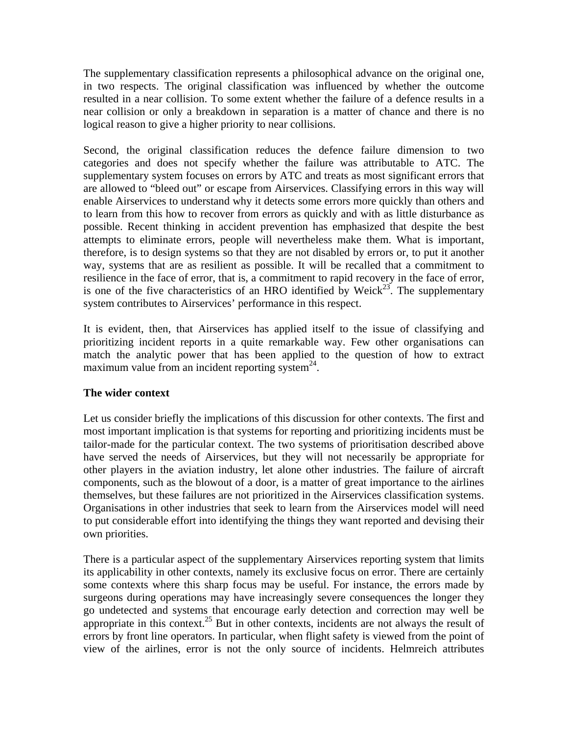The supplementary classification represents a philosophical advance on the original one, in two respects. The original classification was influenced by whether the outcome resulted in a near collision. To some extent whether the failure of a defence results in a near collision or only a breakdown in separation is a matter of chance and there is no logical reason to give a higher priority to near collisions.

Second, the original classification reduces the defence failure dimension to two categories and does not specify whether the failure was attributable to ATC. The supplementary system focuses on errors by ATC and treats as most significant errors that are allowed to "bleed out" or escape from Airservices. Classifying errors in this way will enable Airservices to understand why it detects some errors more quickly than others and to learn from this how to recover from errors as quickly and with as little disturbance as possible. Recent thinking in accident prevention has emphasized that despite the best attempts to eliminate errors, people will nevertheless make them. What is important, therefore, is to design systems so that they are not disabled by errors or, to put it another way, systems that are as resilient as possible. It will be recalled that a commitment to resilience in the face of error, that is, a commitment to rapid recovery in the face of error, is one of the five characteristics of an HRO identified by Weick[23]. The supplementary system contributes to Airservices' performance in this respect.

It is evident, then, that Airservices has applied itself to the issue of classifying and prioritizing incident reports in a quite remarkable way. Few other organisations can match the analytic power that has been applied to the question of how to extract maximum value from an incident reporting system[24].

**The wider context**

Let us consider briefly the implications of this discussion for other contexts. The first and most important implication is that systems for reporting and prioritizing incidents must be tailor-made for the particular context. The two systems of prioritisation described above have served the needs of Airservices, but they will not necessarily be appropriate for other players in the aviation industry, let alone other industries. The failure of aircraft components, such as the blowout of a door, is a matter of great importance to the airlines themselves, but these failures are not prioritized in the Airservices classification systems. Organisations in other industries that seek to learn from the Airservices model will need to put considerable effort into identifying the things they want reported and devising their own priorities.

There is a particular aspect of the supplementary Airservices reporting system that limits its applicability in other contexts, namely its exclusive focus on error. There are certainly some contexts where this sharp focus may be useful. For instance, the errors made by surgeons during operations may have increasingly severe consequences the longer they go undetected and systems that encourage early detection and correction may well be appropriate in this context.[25] But in other contexts, incidents are not always the result of errors by front line operators. In particular, when flight safety is viewed from the point of view of the airlines, error is not the only source of incidents. Helmreich attributes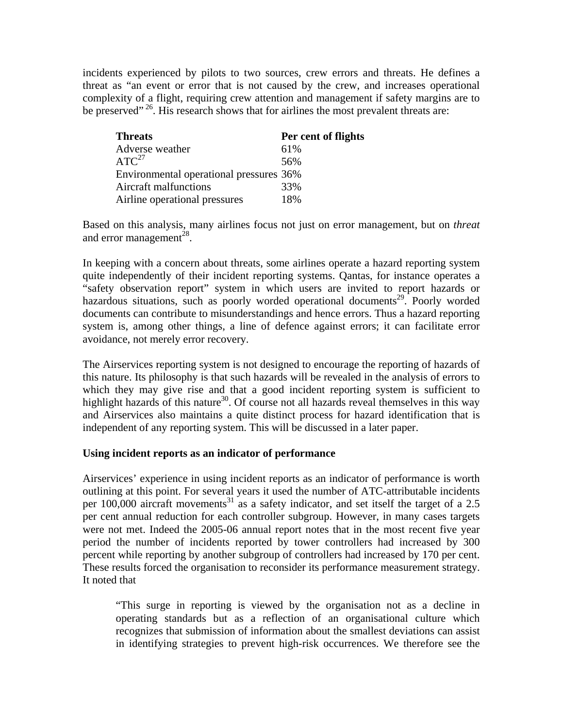incidents experienced by pilots to two sources, crew errors and threats. He defines a threat as "an event or error that is not caused by the crew, and increases operational complexity of a flight, requiring crew attention and management if safety margins are to be preserved" [26]. His research shows that for airlines the most prevalent threats are:

| Threats | Per cent of flights |
| --- | --- |
| Adverse weather | 61% |
| ATC[27] | 56% |
| Environmental operational pressures | 36% |
| Aircraft malfunctions | 33% |
| Airline operational pressures | 18% |

Based on this analysis, many airlines focus not just on error management, but on *threat* and error management[28].

In keeping with a concern about threats, some airlines operate a hazard reporting system quite independently of their incident reporting systems. Qantas, for instance operates a "safety observation report" system in which users are invited to report hazards or hazardous situations, such as poorly worded operational documents[29]. Poorly worded documents can contribute to misunderstandings and hence errors. Thus a hazard reporting system is, among other things, a line of defence against errors; it can facilitate error avoidance, not merely error recovery.

The Airservices reporting system is not designed to encourage the reporting of hazards of this nature. Its philosophy is that such hazards will be revealed in the analysis of errors to which they may give rise and that a good incident reporting system is sufficient to highlight hazards of this nature[30]. Of course not all hazards reveal themselves in this way and Airservices also maintains a quite distinct process for hazard identification that is independent of any reporting system. This will be discussed in a later paper.

**Using incident reports as an indicator of performance**

Airservices' experience in using incident reports as an indicator of performance is worth outlining at this point. For several years it used the number of ATC-attributable incidents per 100,000 aircraft movements[31] as a safety indicator, and set itself the target of a 2.5 per cent annual reduction for each controller subgroup. However, in many cases targets were not met. Indeed the 2005-06 annual report notes that in the most recent five year period the number of incidents reported by tower controllers had increased by 300 percent while reporting by another subgroup of controllers had increased by 170 per cent. These results forced the organisation to reconsider its performance measurement strategy. It noted that

> "This surge in reporting is viewed by the organisation not as a decline in operating standards but as a reflection of an organisational culture which recognizes that submission of information about the smallest deviations can assist in identifying strategies to prevent high-risk occurrences. We therefore see the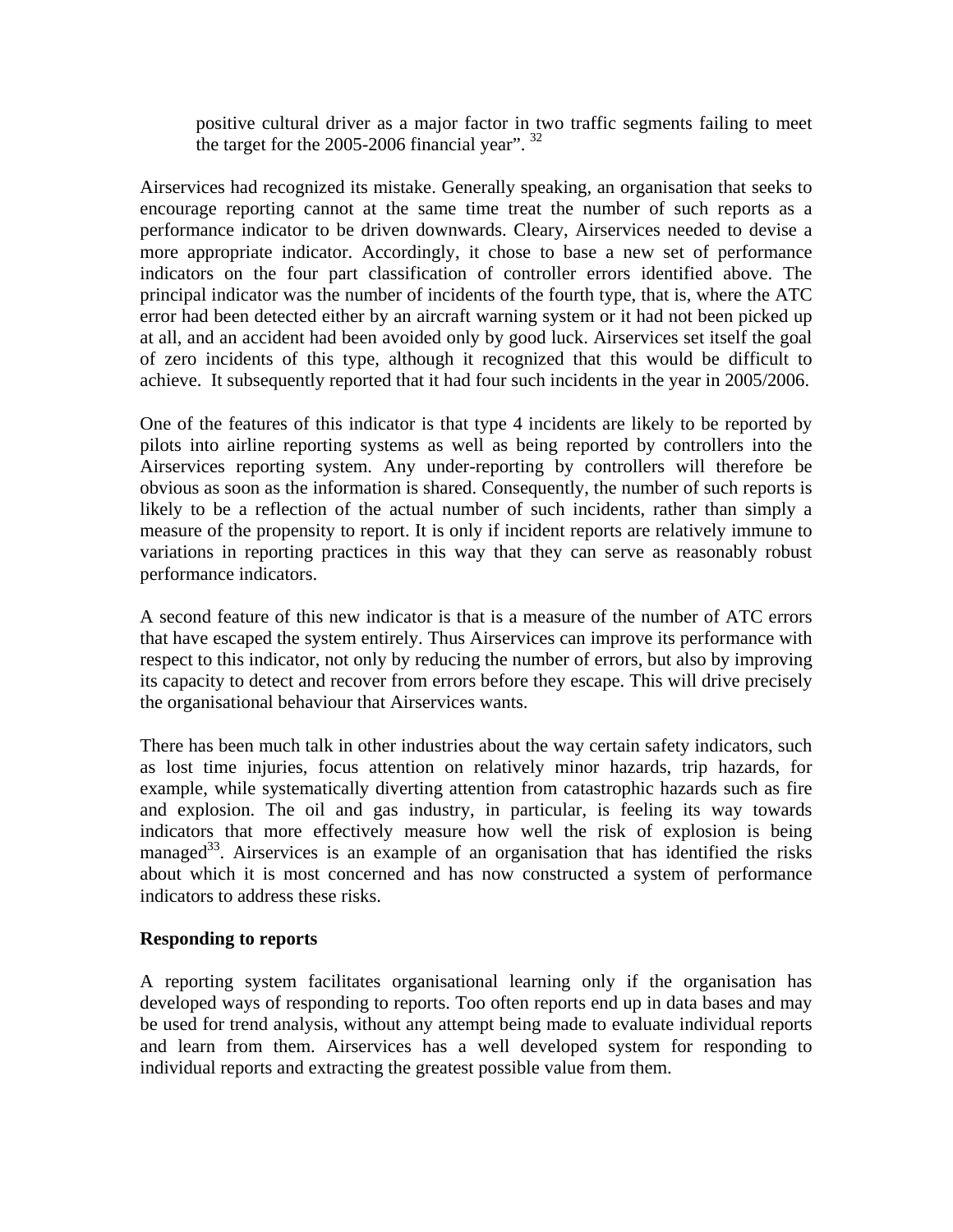positive cultural driver as a major factor in two traffic segments failing to meet the target for the 2005-2006 financial year". [32]

Airservices had recognized its mistake. Generally speaking, an organisation that seeks to encourage reporting cannot at the same time treat the number of such reports as a performance indicator to be driven downwards. Cleary, Airservices needed to devise a more appropriate indicator. Accordingly, it chose to base a new set of performance indicators on the four part classification of controller errors identified above. The principal indicator was the number of incidents of the fourth type, that is, where the ATC error had been detected either by an aircraft warning system or it had not been picked up at all, and an accident had been avoided only by good luck. Airservices set itself the goal of zero incidents of this type, although it recognized that this would be difficult to achieve. It subsequently reported that it had four such incidents in the year in 2005/2006.

One of the features of this indicator is that type 4 incidents are likely to be reported by pilots into airline reporting systems as well as being reported by controllers into the Airservices reporting system. Any under-reporting by controllers will therefore be obvious as soon as the information is shared. Consequently, the number of such reports is likely to be a reflection of the actual number of such incidents, rather than simply a measure of the propensity to report. It is only if incident reports are relatively immune to variations in reporting practices in this way that they can serve as reasonably robust performance indicators.

A second feature of this new indicator is that is a measure of the number of ATC errors that have escaped the system entirely. Thus Airservices can improve its performance with respect to this indicator, not only by reducing the number of errors, but also by improving its capacity to detect and recover from errors before they escape. This will drive precisely the organisational behaviour that Airservices wants.

There has been much talk in other industries about the way certain safety indicators, such as lost time injuries, focus attention on relatively minor hazards, trip hazards, for example, while systematically diverting attention from catastrophic hazards such as fire and explosion. The oil and gas industry, in particular, is feeling its way towards indicators that more effectively measure how well the risk of explosion is being managed[33]. Airservices is an example of an organisation that has identified the risks about which it is most concerned and has now constructed a system of performance indicators to address these risks.

**Responding to reports**

A reporting system facilitates organisational learning only if the organisation has developed ways of responding to reports. Too often reports end up in data bases and may be used for trend analysis, without any attempt being made to evaluate individual reports and learn from them. Airservices has a well developed system for responding to individual reports and extracting the greatest possible value from them.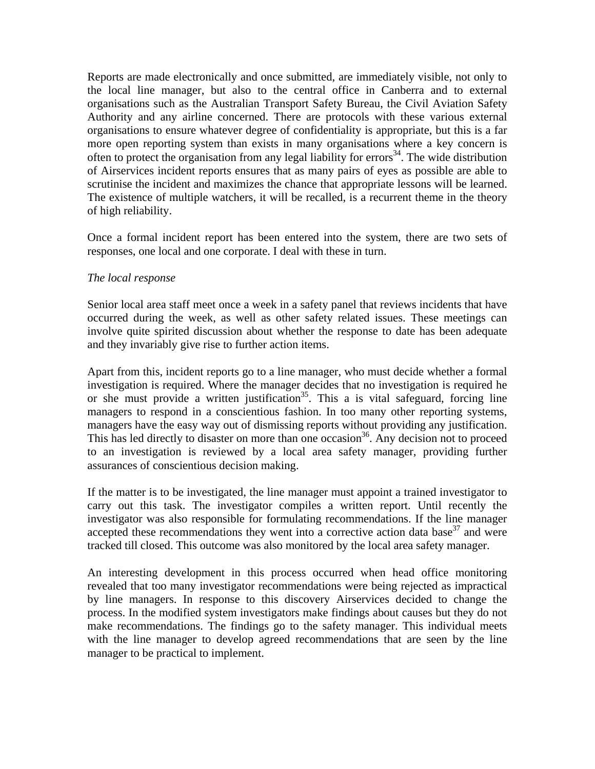Reports are made electronically and once submitted, are immediately visible, not only to the local line manager, but also to the central office in Canberra and to external organisations such as the Australian Transport Safety Bureau, the Civil Aviation Safety Authority and any airline concerned. There are protocols with these various external organisations to ensure whatever degree of confidentiality is appropriate, but this is a far more open reporting system than exists in many organisations where a key concern is often to protect the organisation from any legal liability for errors[34]. The wide distribution of Airservices incident reports ensures that as many pairs of eyes as possible are able to scrutinise the incident and maximizes the chance that appropriate lessons will be learned. The existence of multiple watchers, it will be recalled, is a recurrent theme in the theory of high reliability.

Once a formal incident report has been entered into the system, there are two sets of responses, one local and one corporate. I deal with these in turn.

*The local response*

Senior local area staff meet once a week in a safety panel that reviews incidents that have occurred during the week, as well as other safety related issues. These meetings can involve quite spirited discussion about whether the response to date has been adequate and they invariably give rise to further action items.

Apart from this, incident reports go to a line manager, who must decide whether a formal investigation is required. Where the manager decides that no investigation is required he or she must provide a written justification[35]. This a is vital safeguard, forcing line managers to respond in a conscientious fashion. In too many other reporting systems, managers have the easy way out of dismissing reports without providing any justification. This has led directly to disaster on more than one occasion[36]. Any decision not to proceed to an investigation is reviewed by a local area safety manager, providing further assurances of conscientious decision making.

If the matter is to be investigated, the line manager must appoint a trained investigator to carry out this task. The investigator compiles a written report. Until recently the investigator was also responsible for formulating recommendations. If the line manager accepted these recommendations they went into a corrective action data base[37] and were tracked till closed. This outcome was also monitored by the local area safety manager.

An interesting development in this process occurred when head office monitoring revealed that too many investigator recommendations were being rejected as impractical by line managers. In response to this discovery Airservices decided to change the process. In the modified system investigators make findings about causes but they do not make recommendations. The findings go to the safety manager. This individual meets with the line manager to develop agreed recommendations that are seen by the line manager to be practical to implement.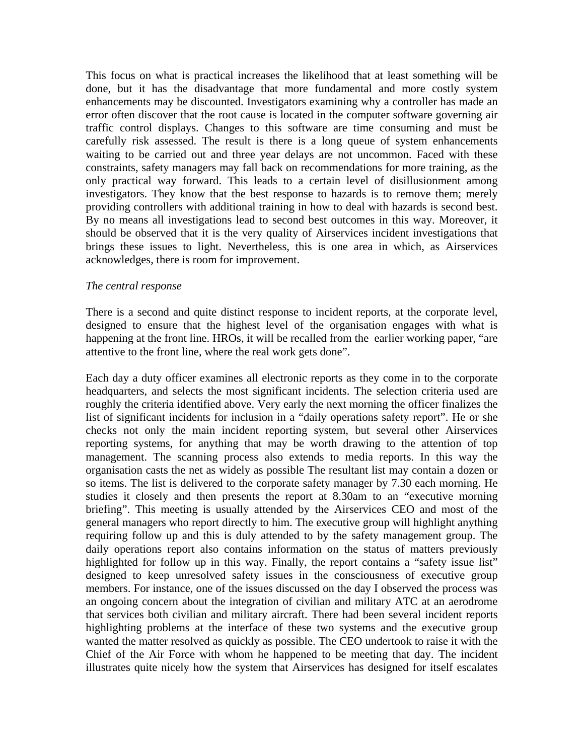This focus on what is practical increases the likelihood that at least something will be done, but it has the disadvantage that more fundamental and more costly system enhancements may be discounted. Investigators examining why a controller has made an error often discover that the root cause is located in the computer software governing air traffic control displays. Changes to this software are time consuming and must be carefully risk assessed. The result is there is a long queue of system enhancements waiting to be carried out and three year delays are not uncommon. Faced with these constraints, safety managers may fall back on recommendations for more training, as the only practical way forward. This leads to a certain level of disillusionment among investigators. They know that the best response to hazards is to remove them; merely providing controllers with additional training in how to deal with hazards is second best. By no means all investigations lead to second best outcomes in this way. Moreover, it should be observed that it is the very quality of Airservices incident investigations that brings these issues to light. Nevertheless, this is one area in which, as Airservices acknowledges, there is room for improvement.

*The central response*

There is a second and quite distinct response to incident reports, at the corporate level, designed to ensure that the highest level of the organisation engages with what is happening at the front line. HROs, it will be recalled from the earlier working paper, "are attentive to the front line, where the real work gets done".

Each day a duty officer examines all electronic reports as they come in to the corporate headquarters, and selects the most significant incidents. The selection criteria used are roughly the criteria identified above. Very early the next morning the officer finalizes the list of significant incidents for inclusion in a "daily operations safety report". He or she checks not only the main incident reporting system, but several other Airservices reporting systems, for anything that may be worth drawing to the attention of top management. The scanning process also extends to media reports. In this way the organisation casts the net as widely as possible The resultant list may contain a dozen or so items. The list is delivered to the corporate safety manager by 7.30 each morning. He studies it closely and then presents the report at 8.30am to an "executive morning briefing". This meeting is usually attended by the Airservices CEO and most of the general managers who report directly to him. The executive group will highlight anything requiring follow up and this is duly attended to by the safety management group. The daily operations report also contains information on the status of matters previously highlighted for follow up in this way. Finally, the report contains a "safety issue list" designed to keep unresolved safety issues in the consciousness of executive group members. For instance, one of the issues discussed on the day I observed the process was an ongoing concern about the integration of civilian and military ATC at an aerodrome that services both civilian and military aircraft. There had been several incident reports highlighting problems at the interface of these two systems and the executive group wanted the matter resolved as quickly as possible. The CEO undertook to raise it with the Chief of the Air Force with whom he happened to be meeting that day. The incident illustrates quite nicely how the system that Airservices has designed for itself escalates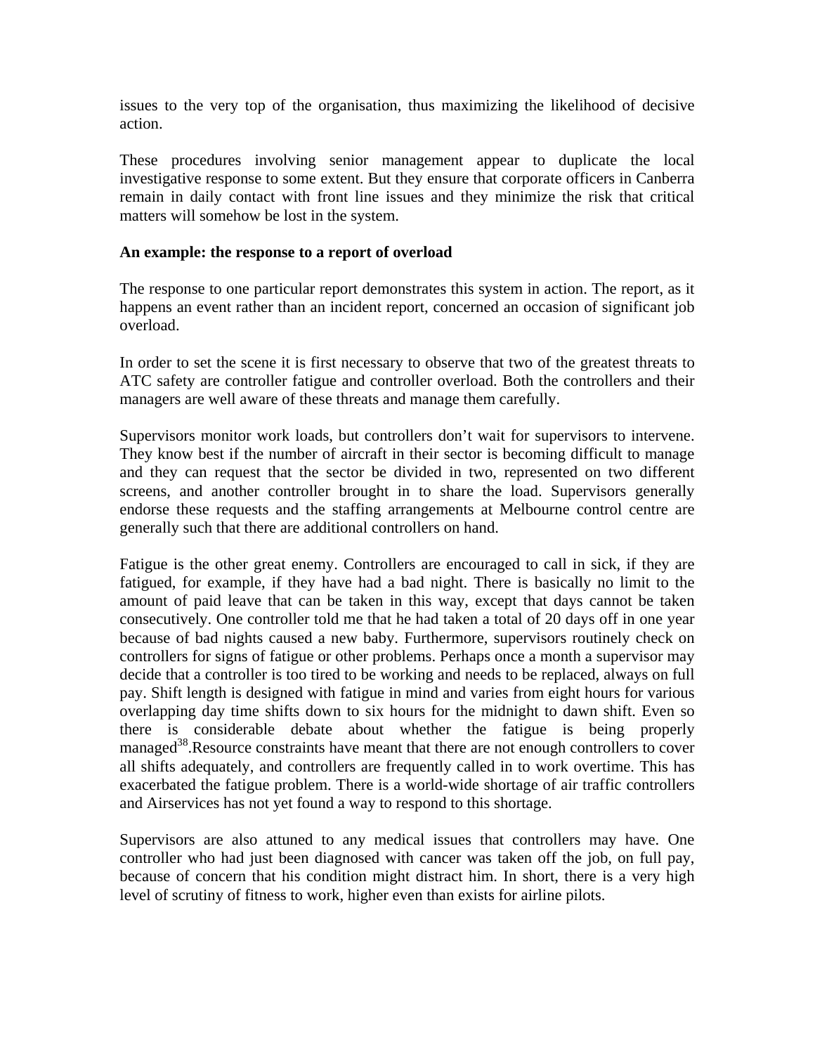issues to the very top of the organisation, thus maximizing the likelihood of decisive action.

These procedures involving senior management appear to duplicate the local investigative response to some extent. But they ensure that corporate officers in Canberra remain in daily contact with front line issues and they minimize the risk that critical matters will somehow be lost in the system.

**An example: the response to a report of overload**

The response to one particular report demonstrates this system in action. The report, as it happens an event rather than an incident report, concerned an occasion of significant job overload.

In order to set the scene it is first necessary to observe that two of the greatest threats to ATC safety are controller fatigue and controller overload. Both the controllers and their managers are well aware of these threats and manage them carefully.

Supervisors monitor work loads, but controllers don't wait for supervisors to intervene. They know best if the number of aircraft in their sector is becoming difficult to manage and they can request that the sector be divided in two, represented on two different screens, and another controller brought in to share the load. Supervisors generally endorse these requests and the staffing arrangements at Melbourne control centre are generally such that there are additional controllers on hand.

Fatigue is the other great enemy. Controllers are encouraged to call in sick, if they are fatigued, for example, if they have had a bad night. There is basically no limit to the amount of paid leave that can be taken in this way, except that days cannot be taken consecutively. One controller told me that he had taken a total of 20 days off in one year because of bad nights caused a new baby. Furthermore, supervisors routinely check on controllers for signs of fatigue or other problems. Perhaps once a month a supervisor may decide that a controller is too tired to be working and needs to be replaced, always on full pay. Shift length is designed with fatigue in mind and varies from eight hours for various overlapping day time shifts down to six hours for the midnight to dawn shift. Even so there is considerable debate about whether the fatigue is being properly managed[38].Resource constraints have meant that there are not enough controllers to cover all shifts adequately, and controllers are frequently called in to work overtime. This has exacerbated the fatigue problem. There is a world-wide shortage of air traffic controllers and Airservices has not yet found a way to respond to this shortage.

Supervisors are also attuned to any medical issues that controllers may have. One controller who had just been diagnosed with cancer was taken off the job, on full pay, because of concern that his condition might distract him. In short, there is a very high level of scrutiny of fitness to work, higher even than exists for airline pilots.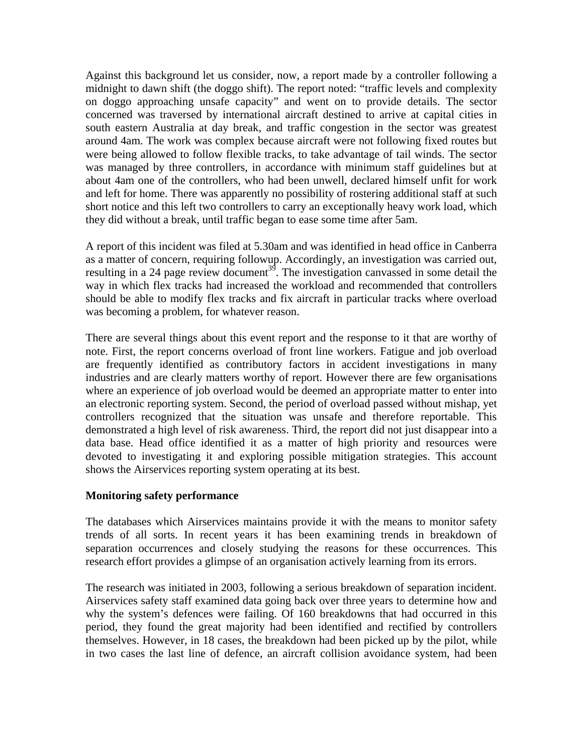Against this background let us consider, now, a report made by a controller following a midnight to dawn shift (the doggo shift). The report noted: "traffic levels and complexity on doggo approaching unsafe capacity" and went on to provide details. The sector concerned was traversed by international aircraft destined to arrive at capital cities in south eastern Australia at day break, and traffic congestion in the sector was greatest around 4am. The work was complex because aircraft were not following fixed routes but were being allowed to follow flexible tracks, to take advantage of tail winds. The sector was managed by three controllers, in accordance with minimum staff guidelines but at about 4am one of the controllers, who had been unwell, declared himself unfit for work and left for home. There was apparently no possibility of rostering additional staff at such short notice and this left two controllers to carry an exceptionally heavy work load, which they did without a break, until traffic began to ease some time after 5am.

A report of this incident was filed at 5.30am and was identified in head office in Canberra as a matter of concern, requiring followup. Accordingly, an investigation was carried out, resulting in a 24 page review document[39]. The investigation canvassed in some detail the way in which flex tracks had increased the workload and recommended that controllers should be able to modify flex tracks and fix aircraft in particular tracks where overload was becoming a problem, for whatever reason.

There are several things about this event report and the response to it that are worthy of note. First, the report concerns overload of front line workers. Fatigue and job overload are frequently identified as contributory factors in accident investigations in many industries and are clearly matters worthy of report. However there are few organisations where an experience of job overload would be deemed an appropriate matter to enter into an electronic reporting system. Second, the period of overload passed without mishap, yet controllers recognized that the situation was unsafe and therefore reportable. This demonstrated a high level of risk awareness. Third, the report did not just disappear into a data base. Head office identified it as a matter of high priority and resources were devoted to investigating it and exploring possible mitigation strategies. This account shows the Airservices reporting system operating at its best.

**Monitoring safety performance**

The databases which Airservices maintains provide it with the means to monitor safety trends of all sorts. In recent years it has been examining trends in breakdown of separation occurrences and closely studying the reasons for these occurrences. This research effort provides a glimpse of an organisation actively learning from its errors.

The research was initiated in 2003, following a serious breakdown of separation incident. Airservices safety staff examined data going back over three years to determine how and why the system's defences were failing. Of 160 breakdowns that had occurred in this period, they found the great majority had been identified and rectified by controllers themselves. However, in 18 cases, the breakdown had been picked up by the pilot, while in two cases the last line of defence, an aircraft collision avoidance system, had been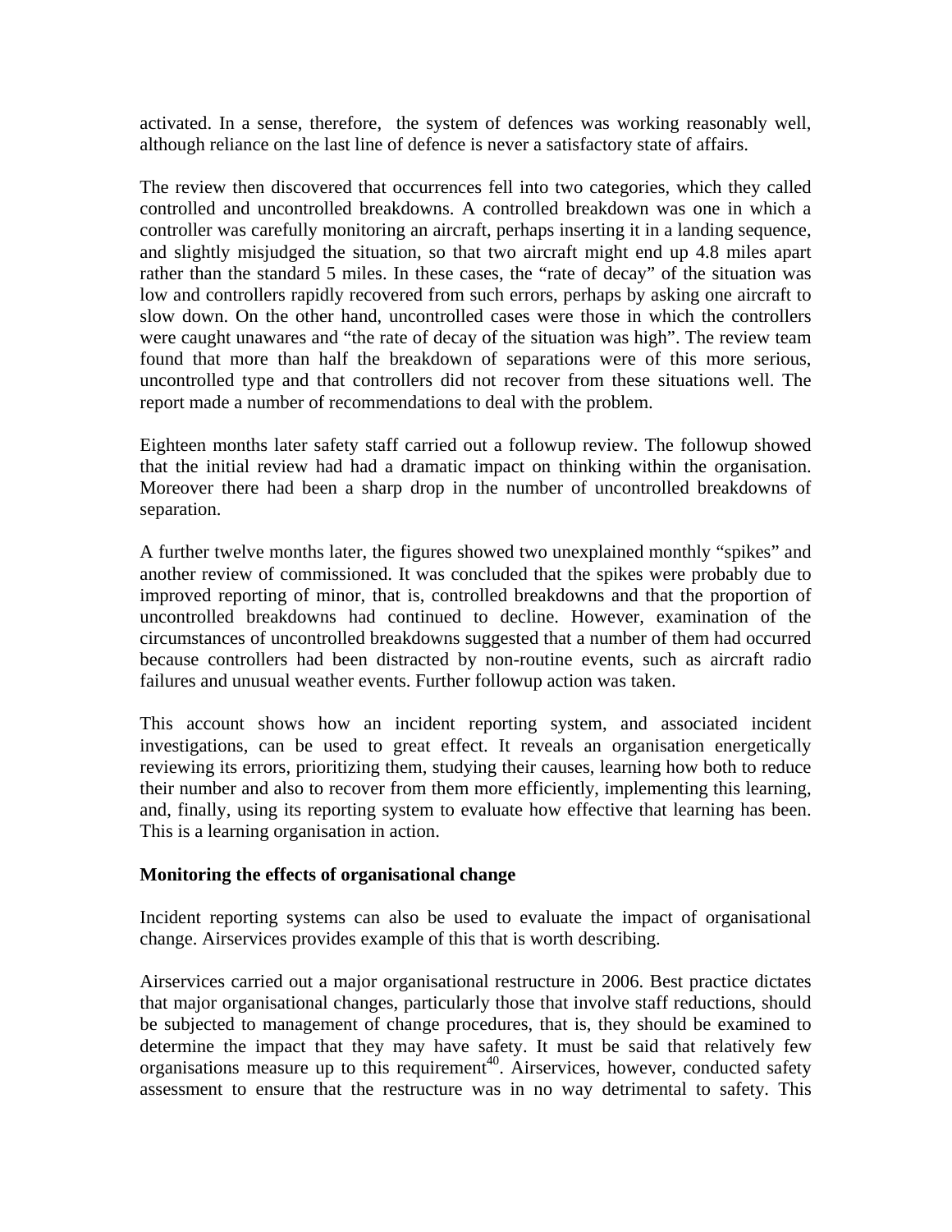activated. In a sense, therefore, the system of defences was working reasonably well, although reliance on the last line of defence is never a satisfactory state of affairs.

The review then discovered that occurrences fell into two categories, which they called controlled and uncontrolled breakdowns. A controlled breakdown was one in which a controller was carefully monitoring an aircraft, perhaps inserting it in a landing sequence, and slightly misjudged the situation, so that two aircraft might end up 4.8 miles apart rather than the standard 5 miles. In these cases, the "rate of decay" of the situation was low and controllers rapidly recovered from such errors, perhaps by asking one aircraft to slow down. On the other hand, uncontrolled cases were those in which the controllers were caught unawares and "the rate of decay of the situation was high". The review team found that more than half the breakdown of separations were of this more serious, uncontrolled type and that controllers did not recover from these situations well. The report made a number of recommendations to deal with the problem.

Eighteen months later safety staff carried out a followup review. The followup showed that the initial review had had a dramatic impact on thinking within the organisation. Moreover there had been a sharp drop in the number of uncontrolled breakdowns of separation.

A further twelve months later, the figures showed two unexplained monthly "spikes" and another review of commissioned. It was concluded that the spikes were probably due to improved reporting of minor, that is, controlled breakdowns and that the proportion of uncontrolled breakdowns had continued to decline. However, examination of the circumstances of uncontrolled breakdowns suggested that a number of them had occurred because controllers had been distracted by non-routine events, such as aircraft radio failures and unusual weather events. Further followup action was taken.

This account shows how an incident reporting system, and associated incident investigations, can be used to great effect. It reveals an organisation energetically reviewing its errors, prioritizing them, studying their causes, learning how both to reduce their number and also to recover from them more efficiently, implementing this learning, and, finally, using its reporting system to evaluate how effective that learning has been. This is a learning organisation in action.

**Monitoring the effects of organisational change**

Incident reporting systems can also be used to evaluate the impact of organisational change. Airservices provides example of this that is worth describing.

Airservices carried out a major organisational restructure in 2006. Best practice dictates that major organisational changes, particularly those that involve staff reductions, should be subjected to management of change procedures, that is, they should be examined to determine the impact that they may have safety. It must be said that relatively few organisations measure up to this requirement[40]. Airservices, however, conducted safety assessment to ensure that the restructure was in no way detrimental to safety. This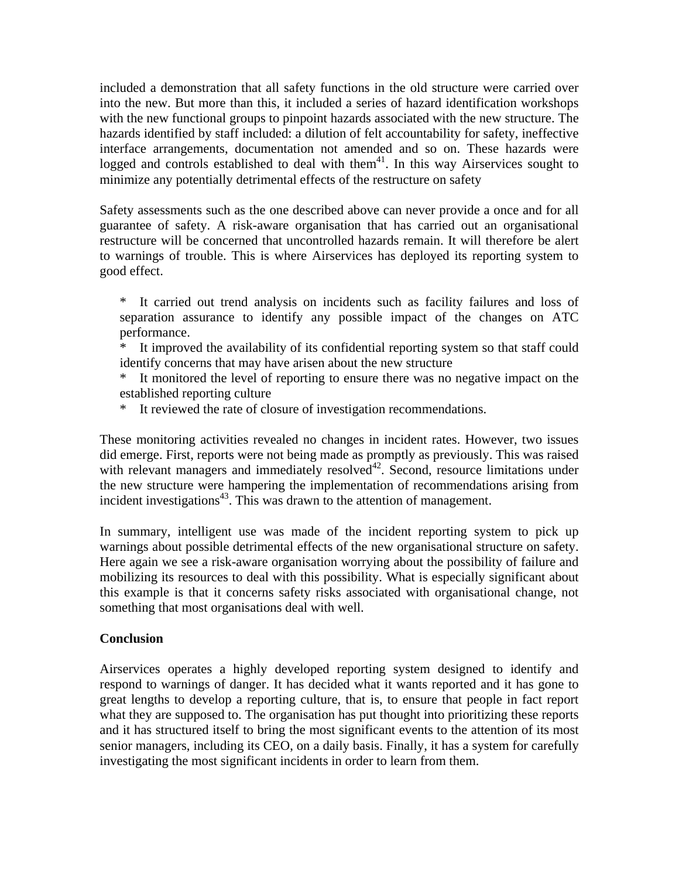included a demonstration that all safety functions in the old structure were carried over into the new. But more than this, it included a series of hazard identification workshops with the new functional groups to pinpoint hazards associated with the new structure. The hazards identified by staff included: a dilution of felt accountability for safety, ineffective interface arrangements, documentation not amended and so on. These hazards were logged and controls established to deal with them[41]. In this way Airservices sought to minimize any potentially detrimental effects of the restructure on safety

Safety assessments such as the one described above can never provide a once and for all guarantee of safety. A risk-aware organisation that has carried out an organisational restructure will be concerned that uncontrolled hazards remain. It will therefore be alert to warnings of trouble. This is where Airservices has deployed its reporting system to good effect.

* It carried out trend analysis on incidents such as facility failures and loss of separation assurance to identify any possible impact of the changes on ATC performance.
* It improved the availability of its confidential reporting system so that staff could identify concerns that may have arisen about the new structure
* It monitored the level of reporting to ensure there was no negative impact on the established reporting culture
* It reviewed the rate of closure of investigation recommendations.

These monitoring activities revealed no changes in incident rates. However, two issues did emerge. First, reports were not being made as promptly as previously. This was raised with relevant managers and immediately resolved[42]. Second, resource limitations under the new structure were hampering the implementation of recommendations arising from incident investigations[43]. This was drawn to the attention of management.

In summary, intelligent use was made of the incident reporting system to pick up warnings about possible detrimental effects of the new organisational structure on safety. Here again we see a risk-aware organisation worrying about the possibility of failure and mobilizing its resources to deal with this possibility. What is especially significant about this example is that it concerns safety risks associated with organisational change, not something that most organisations deal with well.

**Conclusion**

Airservices operates a highly developed reporting system designed to identify and respond to warnings of danger. It has decided what it wants reported and it has gone to great lengths to develop a reporting culture, that is, to ensure that people in fact report what they are supposed to. The organisation has put thought into prioritizing these reports and it has structured itself to bring the most significant events to the attention of its most senior managers, including its CEO, on a daily basis. Finally, it has a system for carefully investigating the most significant incidents in order to learn from them.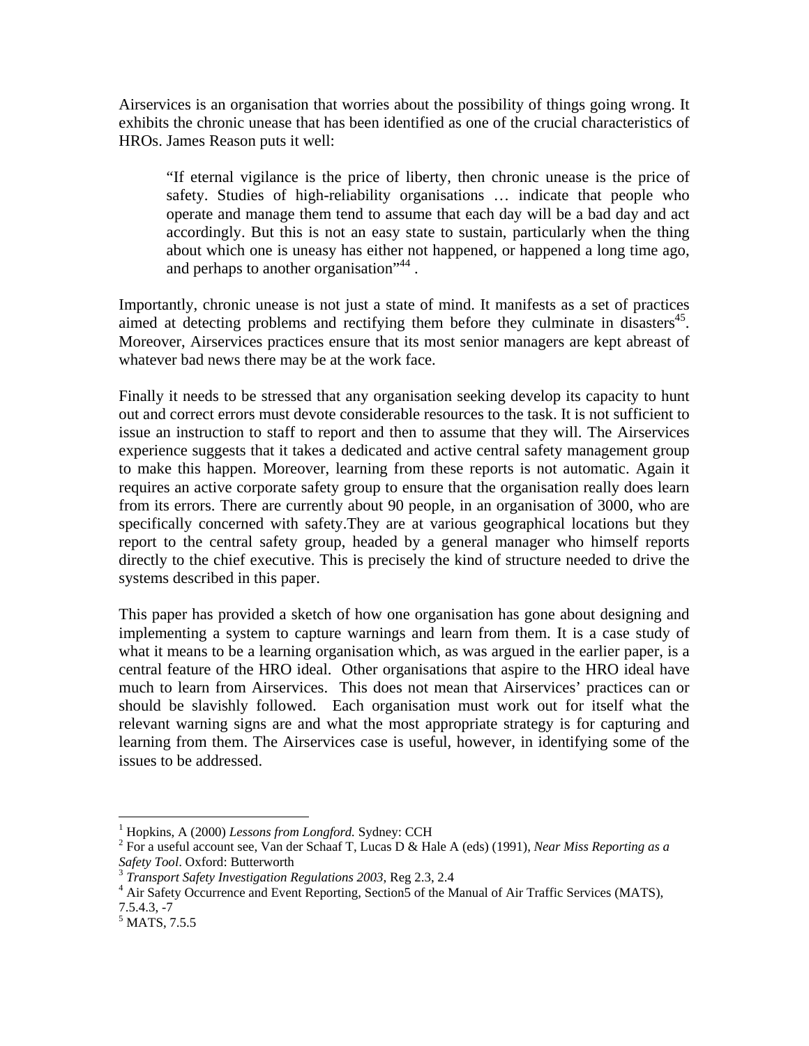Airservices is an organisation that worries about the possibility of things going wrong. It exhibits the chronic unease that has been identified as one of the crucial characteristics of HROs. James Reason puts it well:

> "If eternal vigilance is the price of liberty, then chronic unease is the price of safety. Studies of high-reliability organisations … indicate that people who operate and manage them tend to assume that each day will be a bad day and act accordingly. But this is not an easy state to sustain, particularly when the thing about which one is uneasy has either not happened, or happened a long time ago, and perhaps to another organisation"[44] .

Importantly, chronic unease is not just a state of mind. It manifests as a set of practices aimed at detecting problems and rectifying them before they culminate in disasters[45]. Moreover, Airservices practices ensure that its most senior managers are kept abreast of whatever bad news there may be at the work face.

Finally it needs to be stressed that any organisation seeking develop its capacity to hunt out and correct errors must devote considerable resources to the task. It is not sufficient to issue an instruction to staff to report and then to assume that they will. The Airservices experience suggests that it takes a dedicated and active central safety management group to make this happen. Moreover, learning from these reports is not automatic. Again it requires an active corporate safety group to ensure that the organisation really does learn from its errors. There are currently about 90 people, in an organisation of 3000, who are specifically concerned with safety.They are at various geographical locations but they report to the central safety group, headed by a general manager who himself reports directly to the chief executive. This is precisely the kind of structure needed to drive the systems described in this paper.

This paper has provided a sketch of how one organisation has gone about designing and implementing a system to capture warnings and learn from them. It is a case study of what it means to be a learning organisation which, as was argued in the earlier paper, is a central feature of the HRO ideal. Other organisations that aspire to the HRO ideal have much to learn from Airservices. This does not mean that Airservices' practices can or should be slavishly followed. Each organisation must work out for itself what the relevant warning signs are and what the most appropriate strategy is for capturing and learning from them. The Airservices case is useful, however, in identifying some of the issues to be addressed.

---

[1] Hopkins, A (2000) *Lessons from Longford.* Sydney: CCH

[2] For a useful account see, Van der Schaaf T, Lucas D & Hale A (eds) (1991), *Near Miss Reporting as a Safety Tool*. Oxford: Butterworth

[3] *Transport Safety Investigation Regulations 2003*, Reg 2.3, 2.4

[4] Air Safety Occurrence and Event Reporting, Section5 of the Manual of Air Traffic Services (MATS), 7.5.4.3, -7

[5] MATS, 7.5.5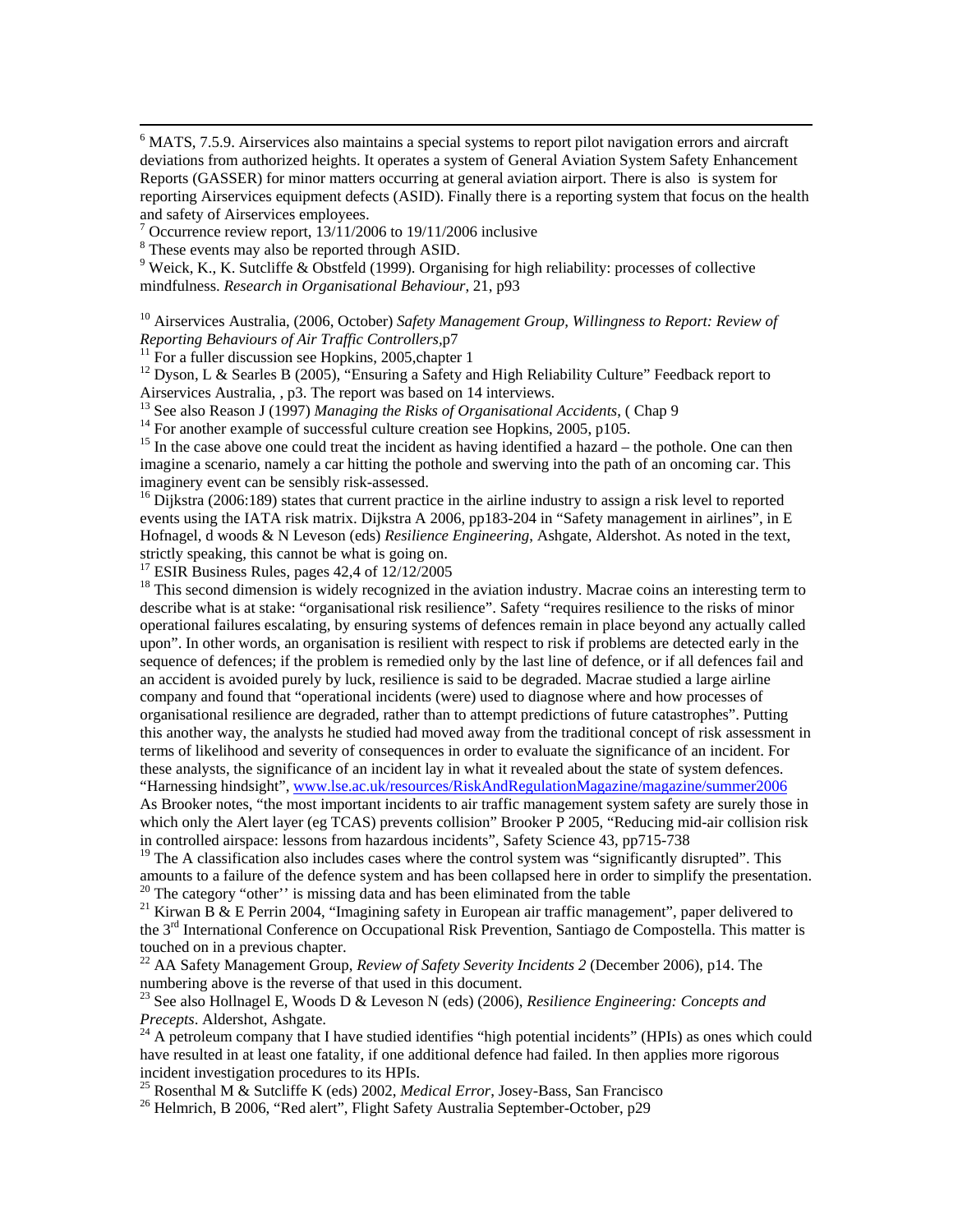[6] MATS, 7.5.9. Airservices also maintains a special systems to report pilot navigation errors and aircraft deviations from authorized heights. It operates a system of General Aviation System Safety Enhancement Reports (GASSER) for minor matters occurring at general aviation airport. There is also is system for reporting Airservices equipment defects (ASID). Finally there is a reporting system that focus on the health and safety of Airservices employees.

[7] Occurrence review report, 13/11/2006 to 19/11/2006 inclusive

[8] These events may also be reported through ASID.

[9] Weick, K., K. Sutcliffe & Obstfeld (1999). Organising for high reliability: processes of collective mindfulness. *Research in Organisational Behaviour*, 21, p93

[10] Airservices Australia, (2006, October) *Safety Management Group, Willingness to Report: Review of Reporting Behaviours of Air Traffic Controllers*,p7

[11] For a fuller discussion see Hopkins, 2005,chapter 1

[12] Dyson, L & Searles B (2005), "Ensuring a Safety and High Reliability Culture" Feedback report to Airservices Australia, , p3. The report was based on 14 interviews.

[13] See also Reason J (1997) *Managing the Risks of Organisational Accidents*, ( Chap 9

[14] For another example of successful culture creation see Hopkins, 2005, p105.

[15] In the case above one could treat the incident as having identified a hazard – the pothole. One can then imagine a scenario, namely a car hitting the pothole and swerving into the path of an oncoming car. This imaginery event can be sensibly risk-assessed.

[16] Dijkstra (2006:189) states that current practice in the airline industry to assign a risk level to reported events using the IATA risk matrix. Dijkstra A 2006, pp183-204 in "Safety management in airlines", in E Hofnagel, d woods & N Leveson (eds) *Resilience Engineering*, Ashgate, Aldershot. As noted in the text, strictly speaking, this cannot be what is going on.

[17] ESIR Business Rules, pages 42,4 of 12/12/2005

[18] This second dimension is widely recognized in the aviation industry. Macrae coins an interesting term to describe what is at stake: "organisational risk resilience". Safety "requires resilience to the risks of minor operational failures escalating, by ensuring systems of defences remain in place beyond any actually called upon". In other words, an organisation is resilient with respect to risk if problems are detected early in the sequence of defences; if the problem is remedied only by the last line of defence, or if all defences fail and an accident is avoided purely by luck, resilience is said to be degraded. Macrae studied a large airline company and found that "operational incidents (were) used to diagnose where and how processes of organisational resilience are degraded, rather than to attempt predictions of future catastrophes". Putting this another way, the analysts he studied had moved away from the traditional concept of risk assessment in terms of likelihood and severity of consequences in order to evaluate the significance of an incident. For these analysts, the significance of an incident lay in what it revealed about the state of system defences. "Harnessing hindsight", www.lse.ac.uk/resources/RiskAndRegulationMagazine/magazine/summer2006

As Brooker notes, "the most important incidents to air traffic management system safety are surely those in which only the Alert layer (eg TCAS) prevents collision" Brooker P 2005, "Reducing mid-air collision risk in controlled airspace: lessons from hazardous incidents", Safety Science 43, pp715-738

[19] The A classification also includes cases where the control system was "significantly disrupted". This amounts to a failure of the defence system and has been collapsed here in order to simplify the presentation.

[20] The category "other'' is missing data and has been eliminated from the table

[21] Kirwan B & E Perrin 2004, "Imagining safety in European air traffic management", paper delivered to the 3rd International Conference on Occupational Risk Prevention, Santiago de Compostella. This matter is touched on in a previous chapter.

[22] AA Safety Management Group, *Review of Safety Severity Incidents 2* (December 2006), p14. The numbering above is the reverse of that used in this document.

[23] See also Hollnagel E, Woods D & Leveson N (eds) (2006), *Resilience Engineering: Concepts and Precepts*. Aldershot, Ashgate.

[24] A petroleum company that I have studied identifies "high potential incidents" (HPIs) as ones which could have resulted in at least one fatality, if one additional defence had failed. In then applies more rigorous incident investigation procedures to its HPIs.

[25] Rosenthal M & Sutcliffe K (eds) 2002, *Medical Error*, Josey-Bass, San Francisco

[26] Helmrich, B 2006, "Red alert", Flight Safety Australia September-October, p29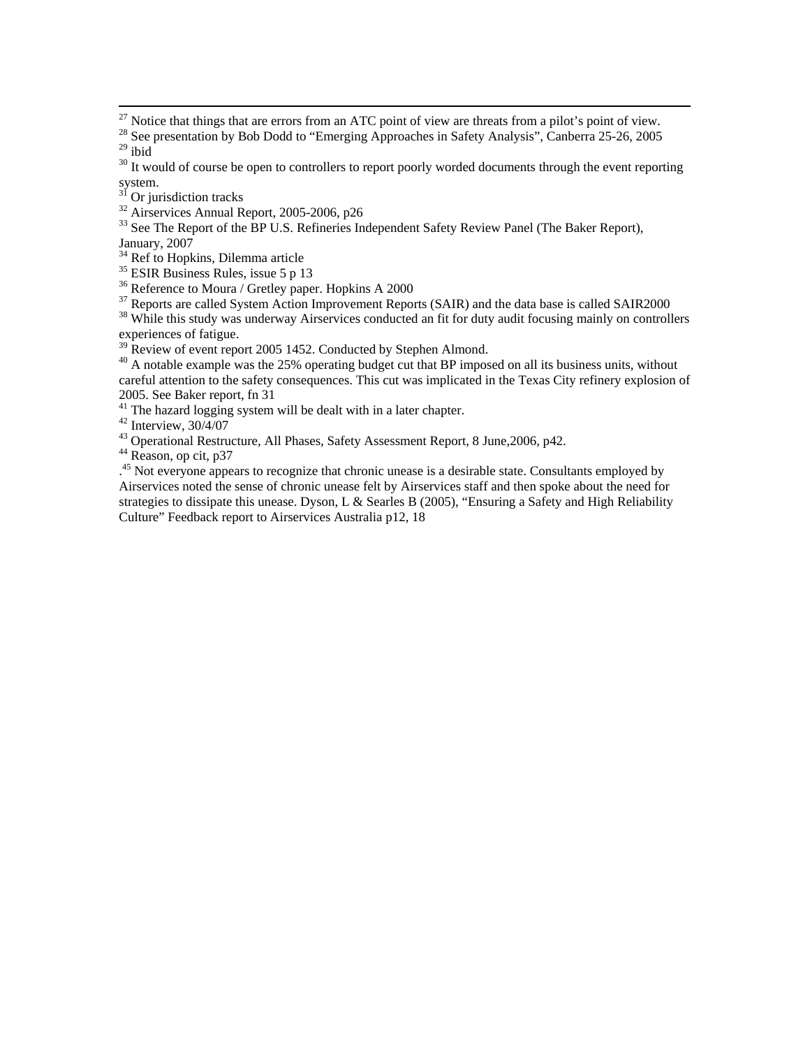[27] Notice that things that are errors from an ATC point of view are threats from a pilot's point of view.
[28] See presentation by Bob Dodd to "Emerging Approaches in Safety Analysis", Canberra 25-26, 2005
[29] ibid
[30] It would of course be open to controllers to report poorly worded documents through the event reporting system.
[31] Or jurisdiction tracks
[32] Airservices Annual Report, 2005-2006, p26
[33] See The Report of the BP U.S. Refineries Independent Safety Review Panel (The Baker Report), January, 2007
[34] Ref to Hopkins, Dilemma article
[35] ESIR Business Rules, issue 5 p 13
[36] Reference to Moura / Gretley paper. Hopkins A 2000
[37] Reports are called System Action Improvement Reports (SAIR) and the data base is called SAIR2000
[38] While this study was underway Airservices conducted an fit for duty audit focusing mainly on controllers experiences of fatigue.
[39] Review of event report 2005 1452. Conducted by Stephen Almond.
[40] A notable example was the 25% operating budget cut that BP imposed on all its business units, without careful attention to the safety consequences. This cut was implicated in the Texas City refinery explosion of 2005. See Baker report, fn 31
[41] The hazard logging system will be dealt with in a later chapter.
[42] Interview, 30/4/07
[43] Operational Restructure, All Phases, Safety Assessment Report, 8 June,2006, p42.
[44] Reason, op cit, p37
.[45] Not everyone appears to recognize that chronic unease is a desirable state. Consultants employed by Airservices noted the sense of chronic unease felt by Airservices staff and then spoke about the need for strategies to dissipate this unease. Dyson, L & Searles B (2005), "Ensuring a Safety and High Reliability Culture" Feedback report to Airservices Australia p12, 18